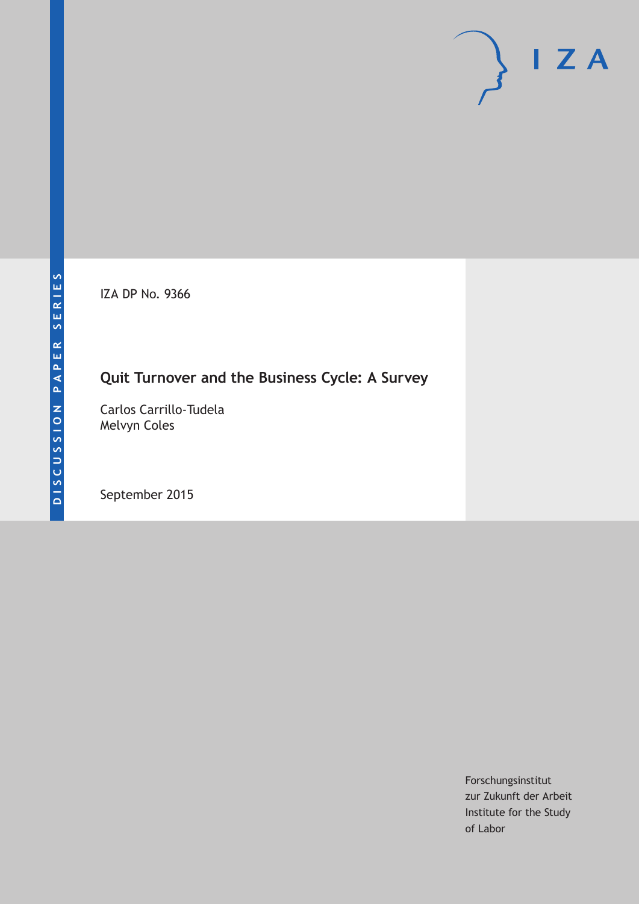DISCUSSION PAPER SERIES

IZA DP No. 9366

# Quit Turnover and the Business Cycle: A Survey

Carlos Carrillo-Tudela
Melvyn Coles

September 2015

Forschungsinstitut
zur Zukunft der Arbeit
Institute for the Study
of Labor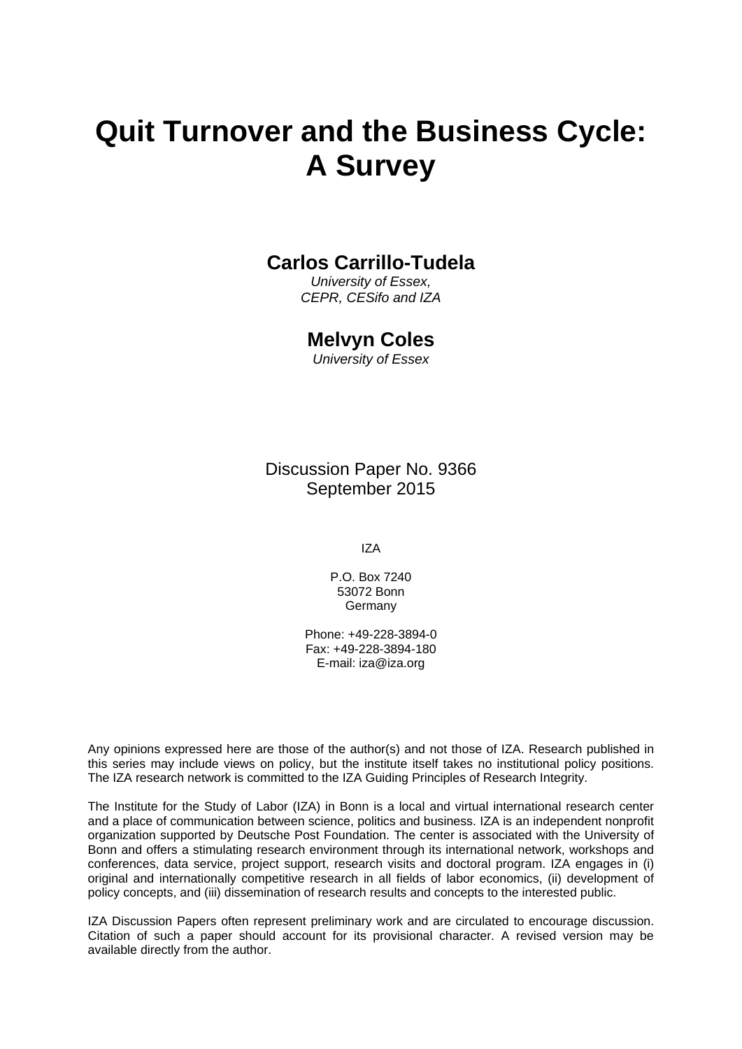# Quit Turnover and the Business Cycle: A Survey

**Carlos Carrillo-Tudela**
*University of Essex,*
*CEPR, CESifo and IZA*

**Melvyn Coles**
*University of Essex*

Discussion Paper No. 9366
September 2015

IZA

P.O. Box 7240
53072 Bonn
Germany

Phone: +49-228-3894-0
Fax: +49-228-3894-180
E-mail: iza@iza.org

Any opinions expressed here are those of the author(s) and not those of IZA. Research published in this series may include views on policy, but the institute itself takes no institutional policy positions. The IZA research network is committed to the IZA Guiding Principles of Research Integrity.

The Institute for the Study of Labor (IZA) in Bonn is a local and virtual international research center and a place of communication between science, politics and business. IZA is an independent nonprofit organization supported by Deutsche Post Foundation. The center is associated with the University of Bonn and offers a stimulating research environment through its international network, workshops and conferences, data service, project support, research visits and doctoral program. IZA engages in (i) original and internationally competitive research in all fields of labor economics, (ii) development of policy concepts, and (iii) dissemination of research results and concepts to the interested public.

IZA Discussion Papers often represent preliminary work and are circulated to encourage discussion. Citation of such a paper should account for its provisional character. A revised version may be available directly from the author.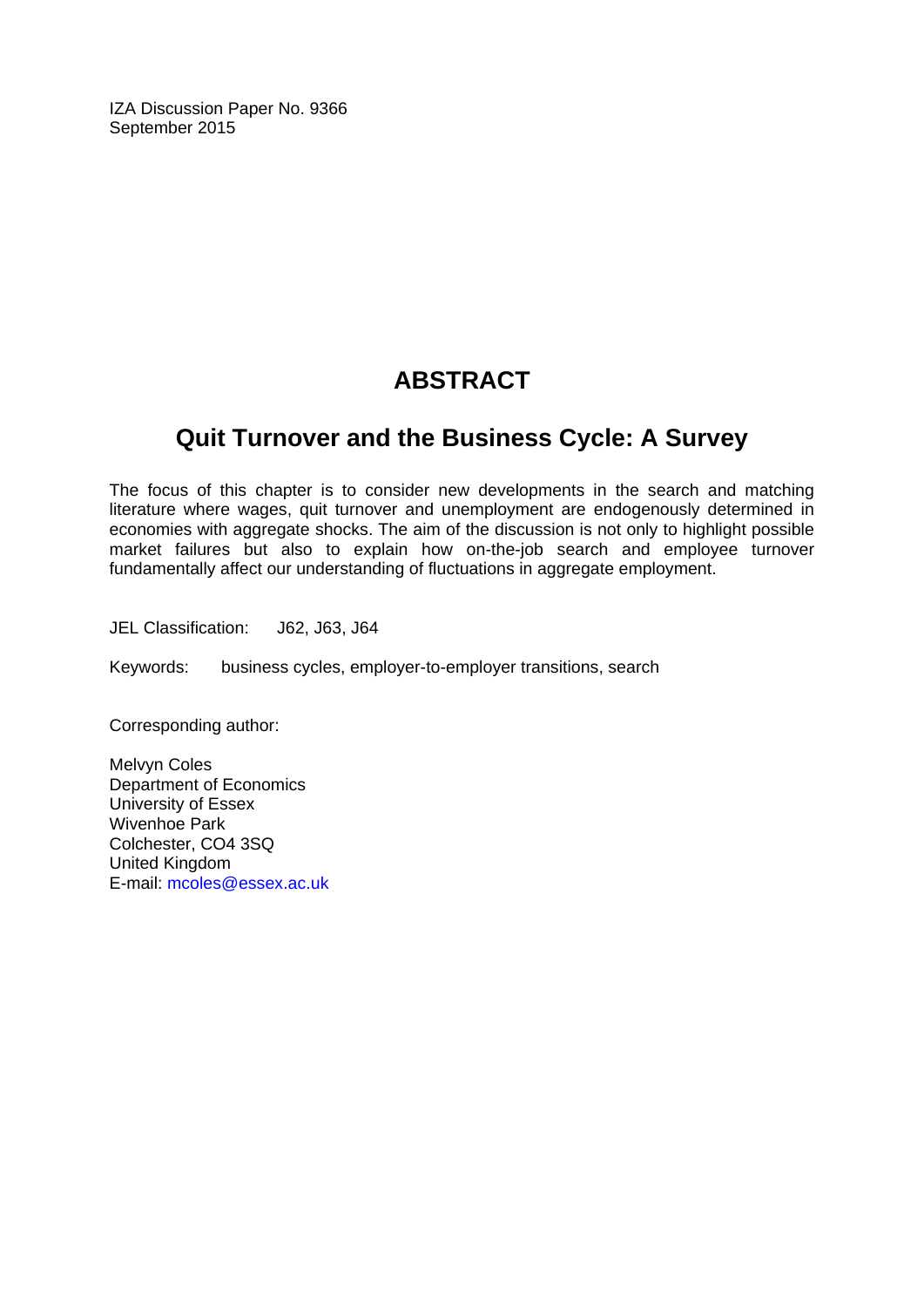IZA Discussion Paper No. 9366
September 2015

# ABSTRACT

## Quit Turnover and the Business Cycle: A Survey

The focus of this chapter is to consider new developments in the search and matching literature where wages, quit turnover and unemployment are endogenously determined in economies with aggregate shocks. The aim of the discussion is not only to highlight possible market failures but also to explain how on-the-job search and employee turnover fundamentally affect our understanding of fluctuations in aggregate employment.

JEL Classification: J62, J63, J64

Keywords: business cycles, employer-to-employer transitions, search

Corresponding author:

Melvyn Coles
Department of Economics
University of Essex
Wivenhoe Park
Colchester, CO4 3SQ
United Kingdom
E-mail: mcoles@essex.ac.uk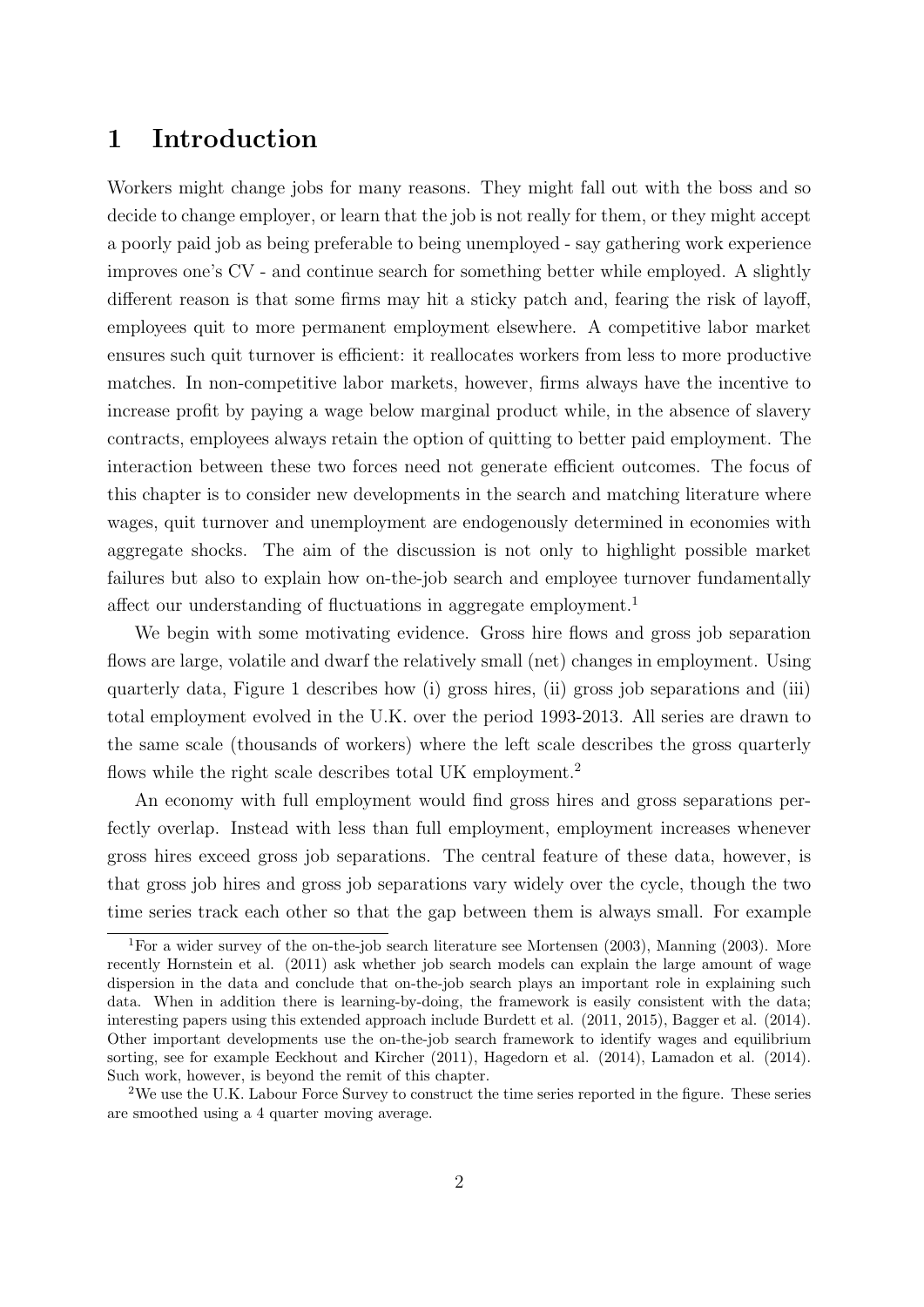# 1 Introduction

Workers might change jobs for many reasons. They might fall out with the boss and so decide to change employer, or learn that the job is not really for them, or they might accept a poorly paid job as being preferable to being unemployed - say gathering work experience improves one's CV - and continue search for something better while employed. A slightly different reason is that some firms may hit a sticky patch and, fearing the risk of layoff, employees quit to more permanent employment elsewhere. A competitive labor market ensures such quit turnover is efficient: it reallocates workers from less to more productive matches. In non-competitive labor markets, however, firms always have the incentive to increase profit by paying a wage below marginal product while, in the absence of slavery contracts, employees always retain the option of quitting to better paid employment. The interaction between these two forces need not generate efficient outcomes. The focus of this chapter is to consider new developments in the search and matching literature where wages, quit turnover and unemployment are endogenously determined in economies with aggregate shocks. The aim of the discussion is not only to highlight possible market failures but also to explain how on-the-job search and employee turnover fundamentally affect our understanding of fluctuations in aggregate employment.[1]

We begin with some motivating evidence. Gross hire flows and gross job separation flows are large, volatile and dwarf the relatively small (net) changes in employment. Using quarterly data, Figure 1 describes how (i) gross hires, (ii) gross job separations and (iii) total employment evolved in the U.K. over the period 1993-2013. All series are drawn to the same scale (thousands of workers) where the left scale describes the gross quarterly flows while the right scale describes total UK employment.[2]

An economy with full employment would find gross hires and gross separations perfectly overlap. Instead with less than full employment, employment increases whenever gross hires exceed gross job separations. The central feature of these data, however, is that gross job hires and gross job separations vary widely over the cycle, though the two time series track each other so that the gap between them is always small. For example

[1] For a wider survey of the on-the-job search literature see Mortensen (2003), Manning (2003). More recently Hornstein et al. (2011) ask whether job search models can explain the large amount of wage dispersion in the data and conclude that on-the-job search plays an important role in explaining such data. When in addition there is learning-by-doing, the framework is easily consistent with the data; interesting papers using this extended approach include Burdett et al. (2011, 2015), Bagger et al. (2014). Other important developments use the on-the-job search framework to identify wages and equilibrium sorting, see for example Eeckhout and Kircher (2011), Hagedorn et al. (2014), Lamadon et al. (2014). Such work, however, is beyond the remit of this chapter.

[2] We use the U.K. Labour Force Survey to construct the time series reported in the figure. These series are smoothed using a 4 quarter moving average.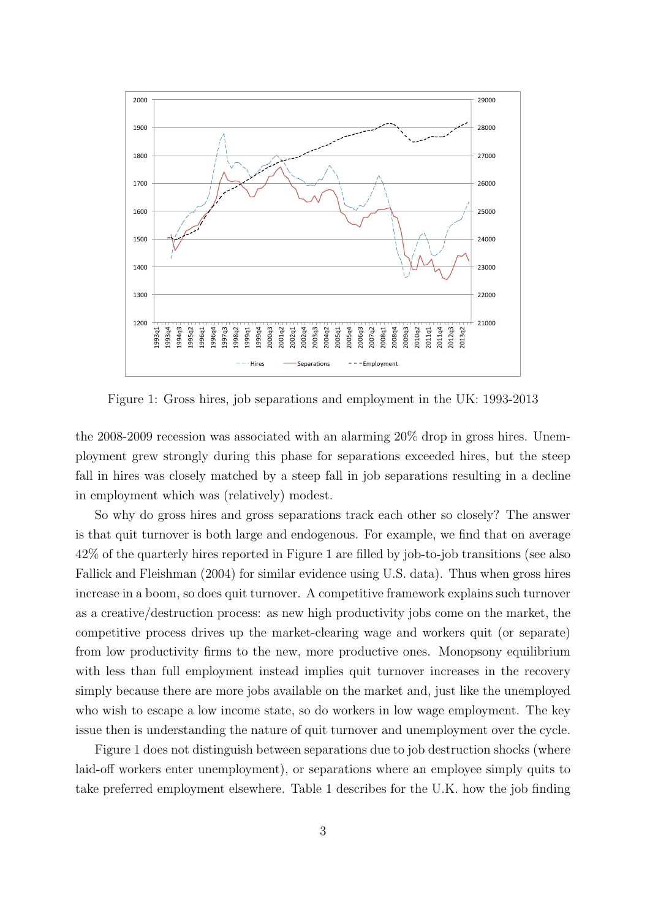Figure 1: Gross hires, job separations and employment in the UK: 1993-2013

the 2008-2009 recession was associated with an alarming 20% drop in gross hires. Unemployment grew strongly during this phase for separations exceeded hires, but the steep fall in hires was closely matched by a steep fall in job separations resulting in a decline in employment which was (relatively) modest.

So why do gross hires and gross separations track each other so closely? The answer is that quit turnover is both large and endogenous. For example, we find that on average 42% of the quarterly hires reported in Figure 1 are filled by job-to-job transitions (see also Fallick and Fleishman (2004) for similar evidence using U.S. data). Thus when gross hires increase in a boom, so does quit turnover. A competitive framework explains such turnover as a creative/destruction process: as new high productivity jobs come on the market, the competitive process drives up the market-clearing wage and workers quit (or separate) from low productivity firms to the new, more productive ones. Monopsony equilibrium with less than full employment instead implies quit turnover increases in the recovery simply because there are more jobs available on the market and, just like the unemployed who wish to escape a low income state, so do workers in low wage employment. The key issue then is understanding the nature of quit turnover and unemployment over the cycle.

Figure 1 does not distinguish between separations due to job destruction shocks (where laid-off workers enter unemployment), or separations where an employee simply quits to take preferred employment elsewhere. Table 1 describes for the U.K. how the job finding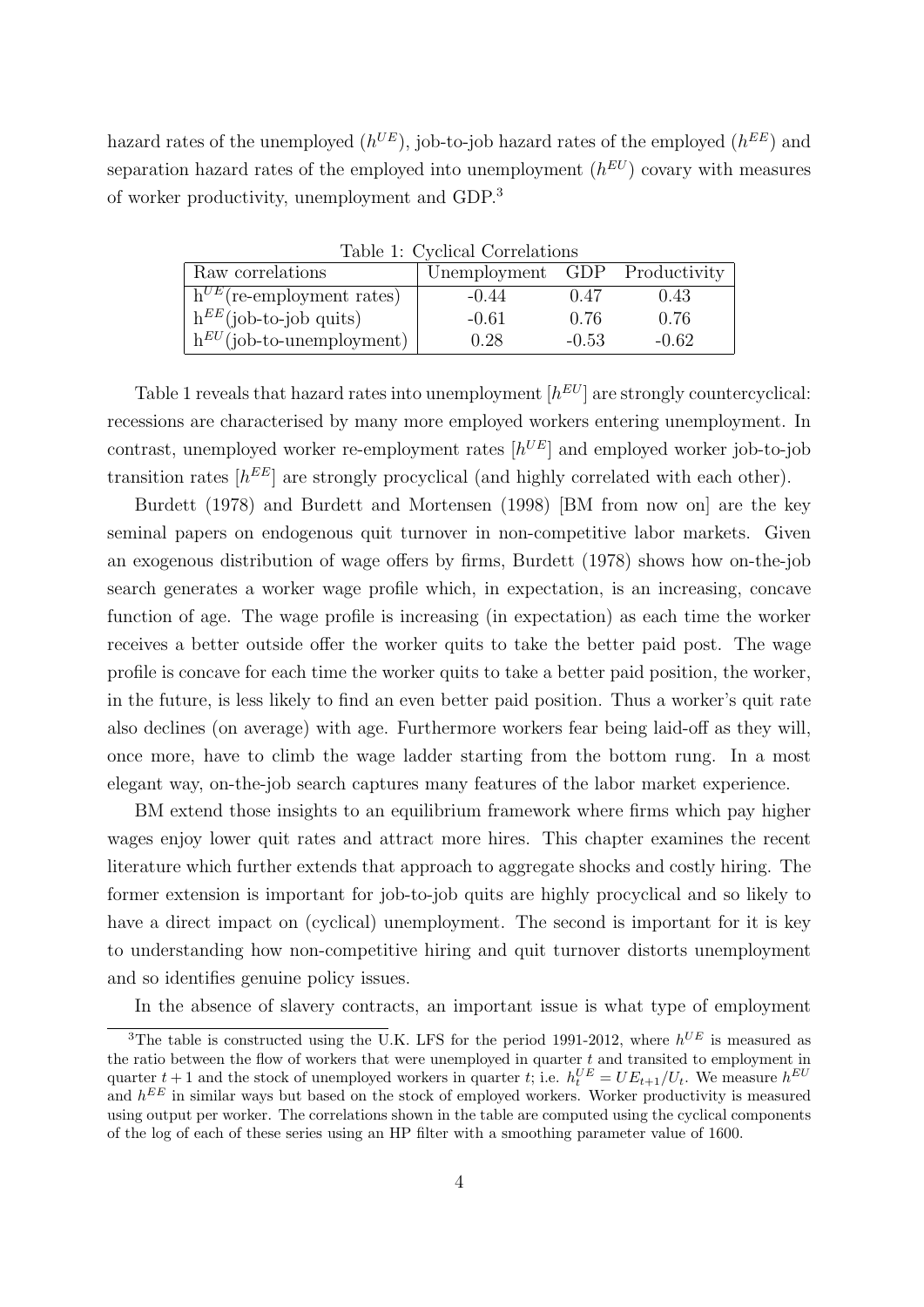hazard rates of the unemployed ($h^{UE}$), job-to-job hazard rates of the employed ($h^{EE}$) and separation hazard rates of the employed into unemployment ($h^{EU}$) covary with measures of worker productivity, unemployment and GDP.[3]

Table 1: Cyclical Correlations

| Raw correlations | Unemployment | GDP | Productivity |
|---|---|---|---|
| $h^{UE}$(re-employment rates) | -0.44 | 0.47 | 0.43 |
| $h^{EE}$(job-to-job quits) | -0.61 | 0.76 | 0.76 |
| $h^{EU}$(job-to-unemployment) | 0.28 | -0.53 | -0.62 |

Table 1 reveals that hazard rates into unemployment [$h^{EU}$] are strongly countercyclical: recessions are characterised by many more employed workers entering unemployment. In contrast, unemployed worker re-employment rates [$h^{UE}$] and employed worker job-to-job transition rates [$h^{EE}$] are strongly procyclical (and highly correlated with each other).

Burdett (1978) and Burdett and Mortensen (1998) [BM from now on] are the key seminal papers on endogenous quit turnover in non-competitive labor markets. Given an exogenous distribution of wage offers by firms, Burdett (1978) shows how on-the-job search generates a worker wage profile which, in expectation, is an increasing, concave function of age. The wage profile is increasing (in expectation) as each time the worker receives a better outside offer the worker quits to take the better paid post. The wage profile is concave for each time the worker quits to take a better paid position, the worker, in the future, is less likely to find an even better paid position. Thus a worker's quit rate also declines (on average) with age. Furthermore workers fear being laid-off as they will, once more, have to climb the wage ladder starting from the bottom rung. In a most elegant way, on-the-job search captures many features of the labor market experience.

BM extend those insights to an equilibrium framework where firms which pay higher wages enjoy lower quit rates and attract more hires. This chapter examines the recent literature which further extends that approach to aggregate shocks and costly hiring. The former extension is important for job-to-job quits are highly procyclical and so likely to have a direct impact on (cyclical) unemployment. The second is important for it is key to understanding how non-competitive hiring and quit turnover distorts unemployment and so identifies genuine policy issues.

In the absence of slavery contracts, an important issue is what type of employment

[3] The table is constructed using the U.K. LFS for the period 1991-2012, where $h^{UE}$ is measured as the ratio between the flow of workers that were unemployed in quarter $t$ and transited to employment in quarter $t+1$ and the stock of unemployed workers in quarter $t$; i.e. $h^{UE}_t = UE_{t+1}/U_t$. We measure $h^{EU}$ and $h^{EE}$ in similar ways but based on the stock of employed workers. Worker productivity is measured using output per worker. The correlations shown in the table are computed using the cyclical components of the log of each of these series using an HP filter with a smoothing parameter value of 1600.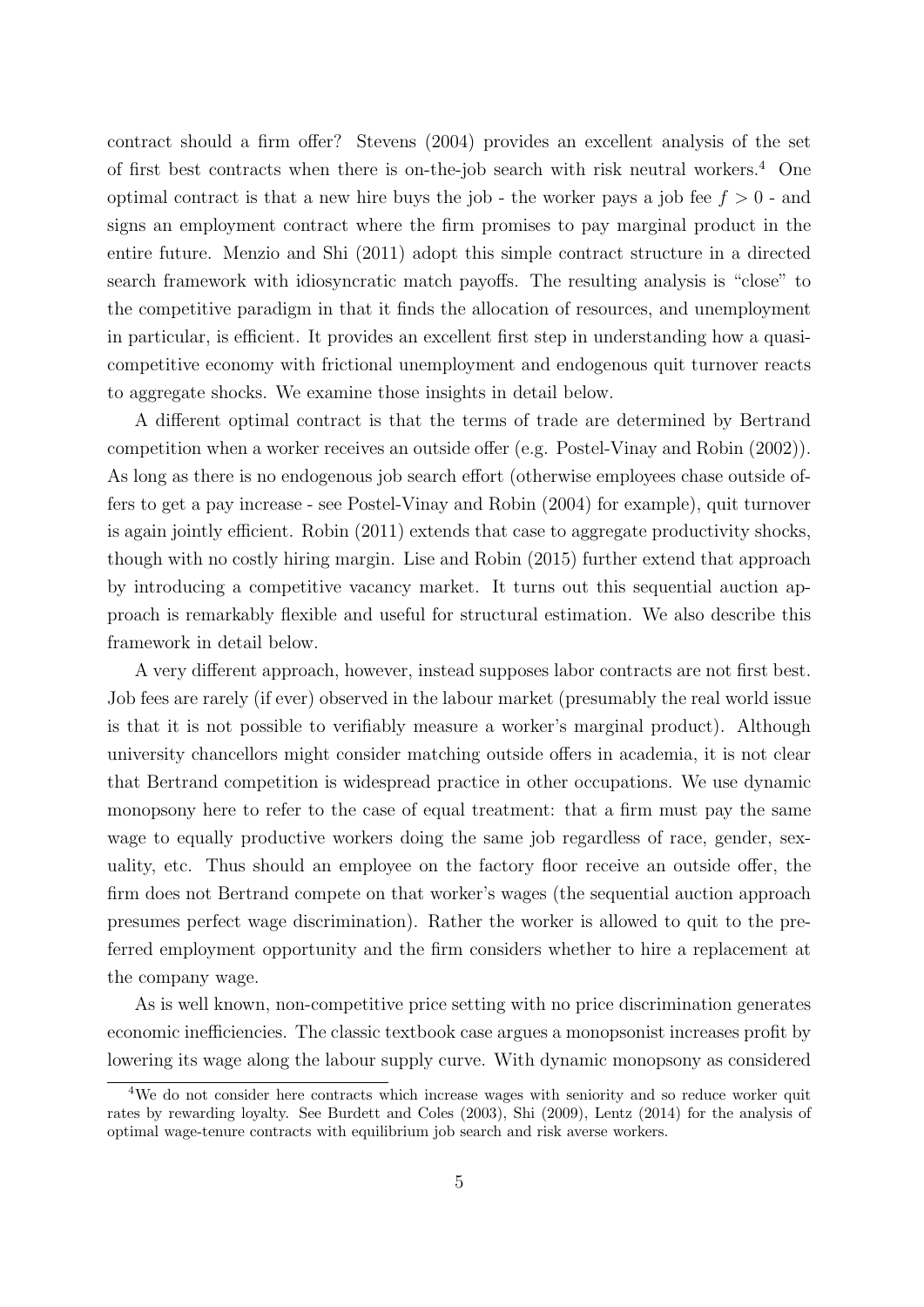contract should a firm offer? Stevens (2004) provides an excellent analysis of the set of first best contracts when there is on-the-job search with risk neutral workers.[4] One optimal contract is that a new hire buys the job - the worker pays a job fee $f > 0$ - and signs an employment contract where the firm promises to pay marginal product in the entire future. Menzio and Shi (2011) adopt this simple contract structure in a directed search framework with idiosyncratic match payoffs. The resulting analysis is "close" to the competitive paradigm in that it finds the allocation of resources, and unemployment in particular, is efficient. It provides an excellent first step in understanding how a quasi-competitive economy with frictional unemployment and endogenous quit turnover reacts to aggregate shocks. We examine those insights in detail below.

A different optimal contract is that the terms of trade are determined by Bertrand competition when a worker receives an outside offer (e.g. Postel-Vinay and Robin (2002)). As long as there is no endogenous job search effort (otherwise employees chase outside offers to get a pay increase - see Postel-Vinay and Robin (2004) for example), quit turnover is again jointly efficient. Robin (2011) extends that case to aggregate productivity shocks, though with no costly hiring margin. Lise and Robin (2015) further extend that approach by introducing a competitive vacancy market. It turns out this sequential auction approach is remarkably flexible and useful for structural estimation. We also describe this framework in detail below.

A very different approach, however, instead supposes labor contracts are not first best. Job fees are rarely (if ever) observed in the labour market (presumably the real world issue is that it is not possible to verifiably measure a worker's marginal product). Although university chancellors might consider matching outside offers in academia, it is not clear that Bertrand competition is widespread practice in other occupations. We use dynamic monopsony here to refer to the case of equal treatment: that a firm must pay the same wage to equally productive workers doing the same job regardless of race, gender, sexuality, etc. Thus should an employee on the factory floor receive an outside offer, the firm does not Bertrand compete on that worker's wages (the sequential auction approach presumes perfect wage discrimination). Rather the worker is allowed to quit to the preferred employment opportunity and the firm considers whether to hire a replacement at the company wage.

As is well known, non-competitive price setting with no price discrimination generates economic inefficiencies. The classic textbook case argues a monopsonist increases profit by lowering its wage along the labour supply curve. With dynamic monopsony as considered

[4] We do not consider here contracts which increase wages with seniority and so reduce worker quit rates by rewarding loyalty. See Burdett and Coles (2003), Shi (2009), Lentz (2014) for the analysis of optimal wage-tenure contracts with equilibrium job search and risk averse workers.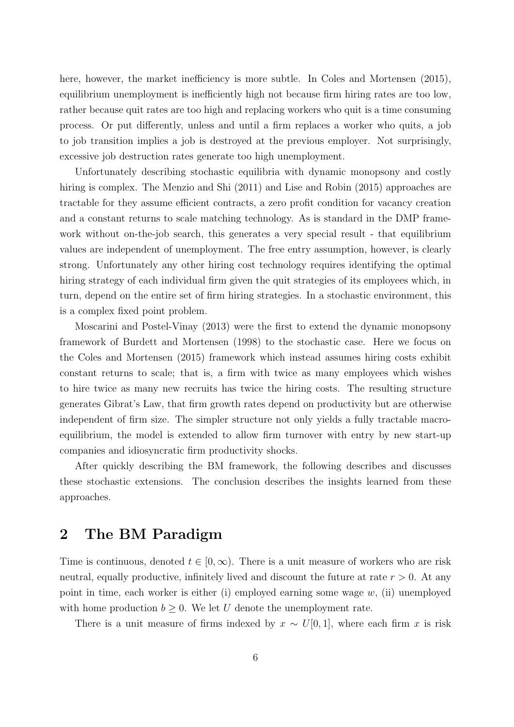here, however, the market inefficiency is more subtle. In Coles and Mortensen (2015), equilibrium unemployment is inefficiently high not because firm hiring rates are too low, rather because quit rates are too high and replacing workers who quit is a time consuming process. Or put differently, unless and until a firm replaces a worker who quits, a job to job transition implies a job is destroyed at the previous employer. Not surprisingly, excessive job destruction rates generate too high unemployment.

Unfortunately describing stochastic equilibria with dynamic monopsony and costly hiring is complex. The Menzio and Shi (2011) and Lise and Robin (2015) approaches are tractable for they assume efficient contracts, a zero profit condition for vacancy creation and a constant returns to scale matching technology. As is standard in the DMP framework without on-the-job search, this generates a very special result - that equilibrium values are independent of unemployment. The free entry assumption, however, is clearly strong. Unfortunately any other hiring cost technology requires identifying the optimal hiring strategy of each individual firm given the quit strategies of its employees which, in turn, depend on the entire set of firm hiring strategies. In a stochastic environment, this is a complex fixed point problem.

Moscarini and Postel-Vinay (2013) were the first to extend the dynamic monopsony framework of Burdett and Mortensen (1998) to the stochastic case. Here we focus on the Coles and Mortensen (2015) framework which instead assumes hiring costs exhibit constant returns to scale; that is, a firm with twice as many employees which wishes to hire twice as many new recruits has twice the hiring costs. The resulting structure generates Gibrat's Law, that firm growth rates depend on productivity but are otherwise independent of firm size. The simpler structure not only yields a fully tractable macro-equilibrium, the model is extended to allow firm turnover with entry by new start-up companies and idiosyncratic firm productivity shocks.

After quickly describing the BM framework, the following describes and discusses these stochastic extensions. The conclusion describes the insights learned from these approaches.

## 2 The BM Paradigm

Time is continuous, denoted $t \in [0, \infty)$. There is a unit measure of workers who are risk neutral, equally productive, infinitely lived and discount the future at rate $r > 0$. At any point in time, each worker is either (i) employed earning some wage $w$, (ii) unemployed with home production $b \geq 0$. We let $U$ denote the unemployment rate.

There is a unit measure of firms indexed by $x \sim U[0, 1]$, where each firm $x$ is risk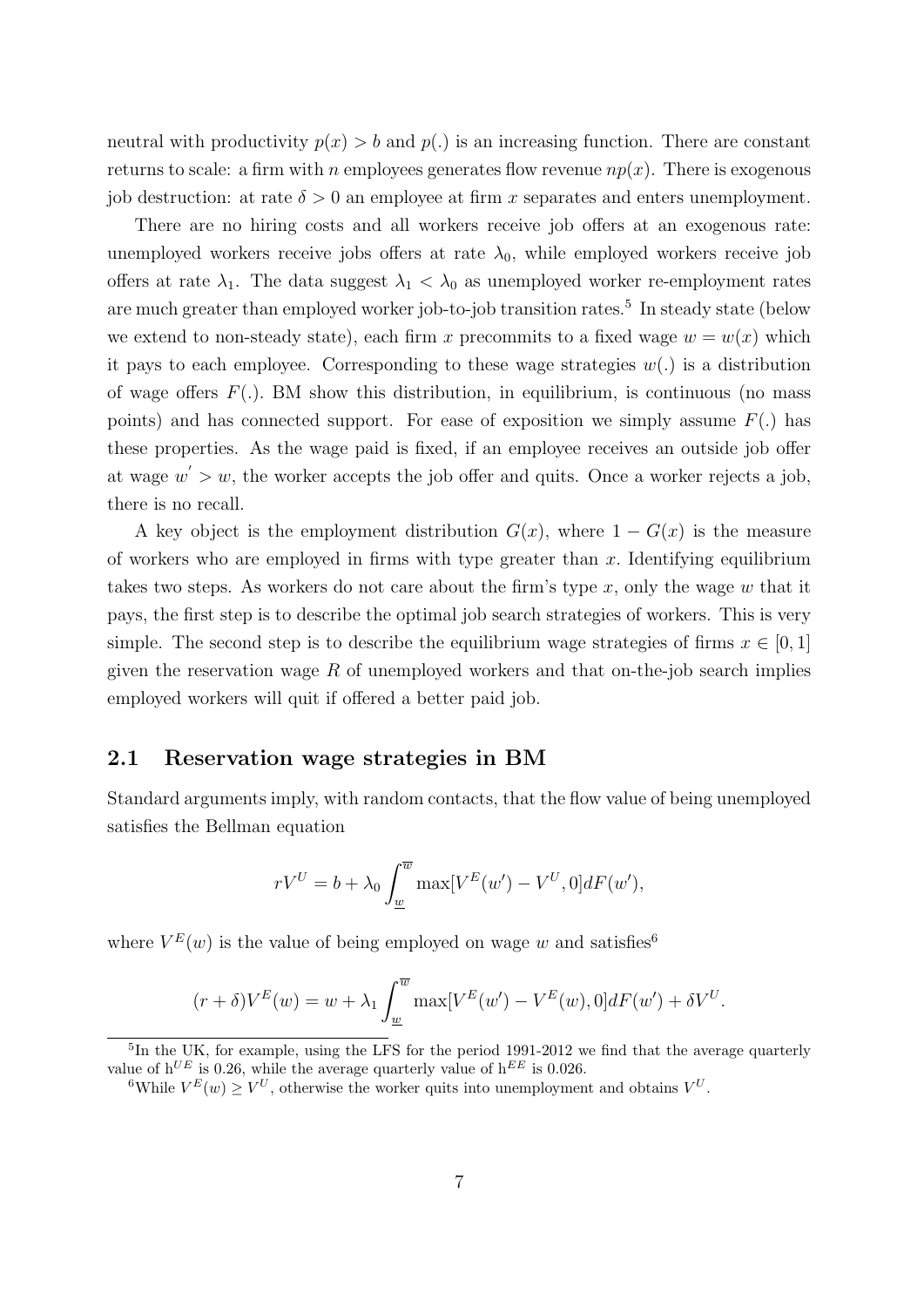neutral with productivity $p(x) > b$ and $p(.)$ is an increasing function. There are constant returns to scale: a firm with $n$ employees generates flow revenue $np(x)$. There is exogenous job destruction: at rate $\delta > 0$ an employee at firm $x$ separates and enters unemployment.

There are no hiring costs and all workers receive job offers at an exogenous rate: unemployed workers receive jobs offers at rate $\lambda_0$, while employed workers receive job offers at rate $\lambda_1$. The data suggest $\lambda_1 < \lambda_0$ as unemployed worker re-employment rates are much greater than employed worker job-to-job transition rates.[5] In steady state (below we extend to non-steady state), each firm $x$ precommits to a fixed wage $w = w(x)$ which it pays to each employee. Corresponding to these wage strategies $w(.)$ is a distribution of wage offers $F(.)$. BM show this distribution, in equilibrium, is continuous (no mass points) and has connected support. For ease of exposition we simply assume $F(.)$ has these properties. As the wage paid is fixed, if an employee receives an outside job offer at wage $w' > w$, the worker accepts the job offer and quits. Once a worker rejects a job, there is no recall.

A key object is the employment distribution $G(x)$, where $1 - G(x)$ is the measure of workers who are employed in firms with type greater than $x$. Identifying equilibrium takes two steps. As workers do not care about the firm's type $x$, only the wage $w$ that it pays, the first step is to describe the optimal job search strategies of workers. This is very simple. The second step is to describe the equilibrium wage strategies of firms $x \in [0, 1]$ given the reservation wage $R$ of unemployed workers and that on-the-job search implies employed workers will quit if offered a better paid job.

## 2.1 Reservation wage strategies in BM

Standard arguments imply, with random contacts, that the flow value of being unemployed satisfies the Bellman equation

$$rV^U = b + \lambda_0 \int_{\underline{w}}^{\overline{w}} \max[V^E(w') - V^U, 0] dF(w'),$$

where $V^E(w)$ is the value of being employed on wage $w$ and satisfies[6]

$$(r + \delta)V^E(w) = w + \lambda_1 \int_{\underline{w}}^{\overline{w}} \max[V^E(w') - V^E(w), 0] dF(w') + \delta V^U.$$

[5] In the UK, for example, using the LFS for the period 1991-2012 we find that the average quarterly value of $h^{UE}$ is 0.26, while the average quarterly value of $h^{EE}$ is 0.026.

[6] While $V^E(w) \geq V^U$, otherwise the worker quits into unemployment and obtains $V^U$.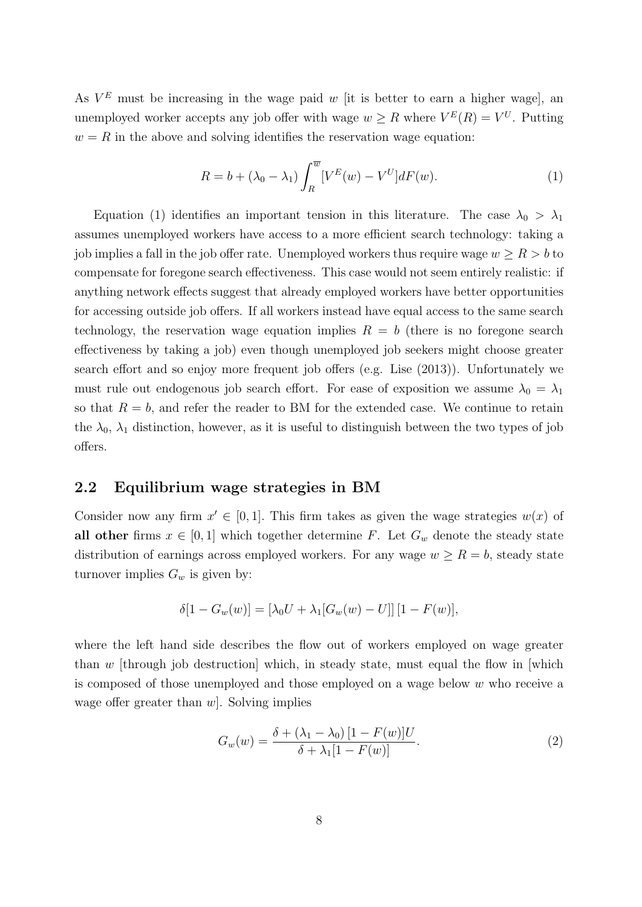As $V^E$ must be increasing in the wage paid $w$ [it is better to earn a higher wage], an unemployed worker accepts any job offer with wage $w \geq R$ where $V^E(R) = V^U$. Putting $w = R$ in the above and solving identifies the reservation wage equation:

$$R = b + (\lambda_0 - \lambda_1) \int_R^{\overline{w}} [V^E(w) - V^U] dF(w). \tag{1}$$

Equation (1) identifies an important tension in this literature. The case $\lambda_0 > \lambda_1$ assumes unemployed workers have access to a more efficient search technology: taking a job implies a fall in the job offer rate. Unemployed workers thus require wage $w \geq R > b$ to compensate for foregone search effectiveness. This case would not seem entirely realistic: if anything network effects suggest that already employed workers have better opportunities for accessing outside job offers. If all workers instead have equal access to the same search technology, the reservation wage equation implies $R = b$ (there is no foregone search effectiveness by taking a job) even though unemployed job seekers might choose greater search effort and so enjoy more frequent job offers (e.g. Lise (2013)). Unfortunately we must rule out endogenous job search effort. For ease of exposition we assume $\lambda_0 = \lambda_1$ so that $R = b$, and refer the reader to BM for the extended case. We continue to retain the $\lambda_0$, $\lambda_1$ distinction, however, as it is useful to distinguish between the two types of job offers.

## 2.2 Equilibrium wage strategies in BM

Consider now any firm $x' \in [0, 1]$. This firm takes as given the wage strategies $w(x)$ of **all other** firms $x \in [0, 1]$ which together determine $F$. Let $G_w$ denote the steady state distribution of earnings across employed workers. For any wage $w \geq R = b$, steady state turnover implies $G_w$ is given by:

$$\delta[1 - G_w(w)] = [\lambda_0 U + \lambda_1 [G_w(w) - U]] \, [1 - F(w)],$$

where the left hand side describes the flow out of workers employed on wage greater than $w$ [through job destruction] which, in steady state, must equal the flow in [which is composed of those unemployed and those employed on a wage below $w$ who receive a wage offer greater than $w$]. Solving implies

$$G_w(w) = \frac{\delta + (\lambda_1 - \lambda_0) \, [1 - F(w)] U}{\delta + \lambda_1 [1 - F(w)]}. \tag{2}$$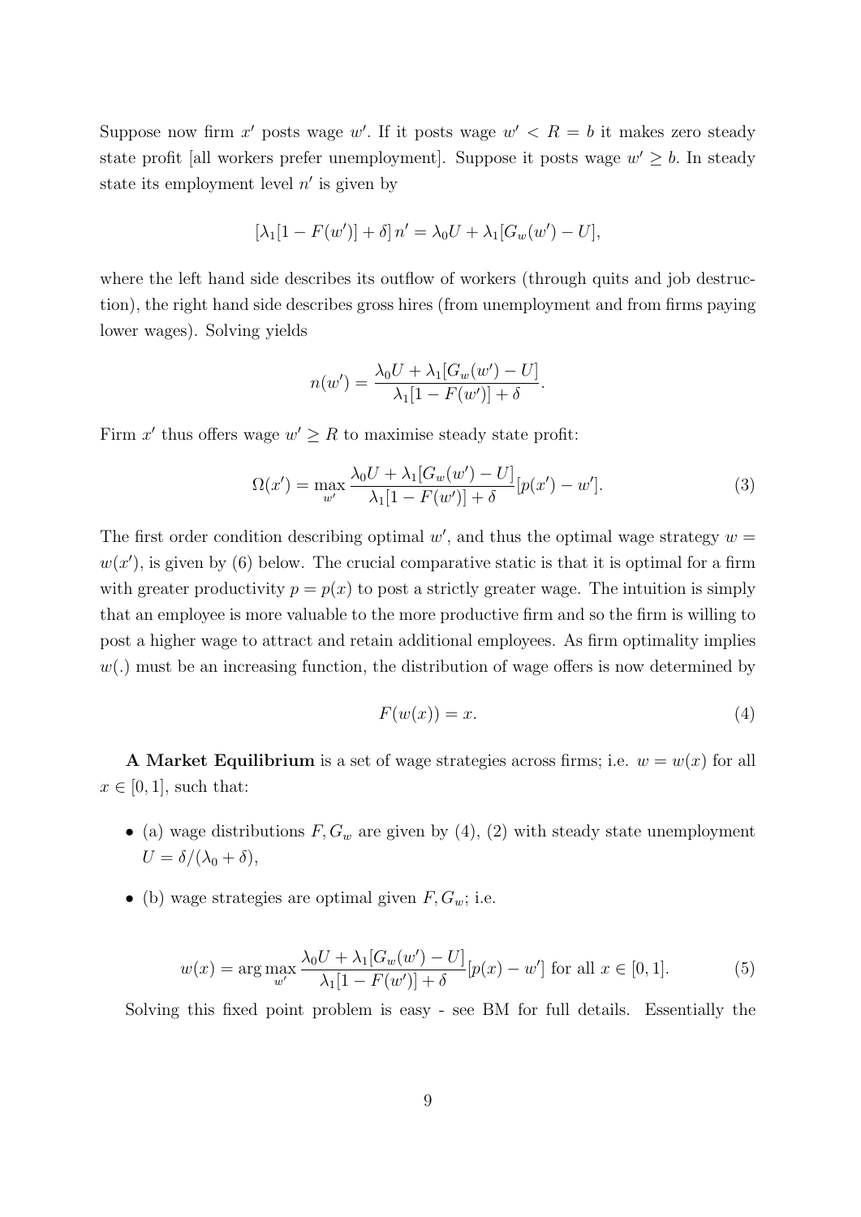Suppose now firm $x'$ posts wage $w'$. If it posts wage $w' < R = b$ it makes zero steady state profit [all workers prefer unemployment]. Suppose it posts wage $w' \geq b$. In steady state its employment level $n'$ is given by

$$[\lambda_1[1 - F(w')] + \delta]\, n' = \lambda_0 U + \lambda_1[G_w(w') - U],$$

where the left hand side describes its outflow of workers (through quits and job destruction), the right hand side describes gross hires (from unemployment and from firms paying lower wages). Solving yields

$$n(w') = \frac{\lambda_0 U + \lambda_1[G_w(w') - U]}{\lambda_1[1 - F(w')] + \delta}.$$

Firm $x'$ thus offers wage $w' \geq R$ to maximise steady state profit:

$$\Omega(x') = \max_{w'} \frac{\lambda_0 U + \lambda_1[G_w(w') - U]}{\lambda_1[1 - F(w')] + \delta}[p(x') - w']. \tag{3}$$

The first order condition describing optimal $w'$, and thus the optimal wage strategy $w = w(x')$, is given by (6) below. The crucial comparative static is that it is optimal for a firm with greater productivity $p = p(x)$ to post a strictly greater wage. The intuition is simply that an employee is more valuable to the more productive firm and so the firm is willing to post a higher wage to attract and retain additional employees. As firm optimality implies $w(.)$ must be an increasing function, the distribution of wage offers is now determined by

$$F(w(x)) = x. \tag{4}$$

**A Market Equilibrium** is a set of wage strategies across firms; i.e. $w = w(x)$ for all $x \in [0, 1]$, such that:

- (a) wage distributions $F, G_w$ are given by (4), (2) with steady state unemployment $U = \delta/(\lambda_0 + \delta)$,
- (b) wage strategies are optimal given $F, G_w$; i.e.

$$w(x) = \arg\max_{w'} \frac{\lambda_0 U + \lambda_1[G_w(w') - U]}{\lambda_1[1 - F(w')] + \delta}[p(x) - w'] \text{ for all } x \in [0, 1]. \tag{5}$$

Solving this fixed point problem is easy - see BM for full details. Essentially the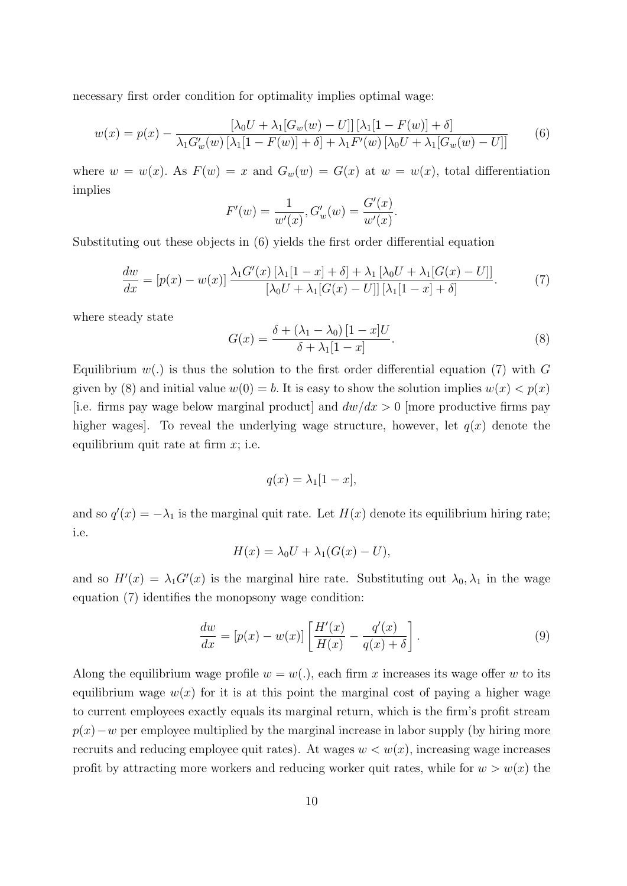necessary first order condition for optimality implies optimal wage:

$$w(x) = p(x) - \frac{[\lambda_0 U + \lambda_1 [G_w(w) - U]] [\lambda_1 [1 - F(w)] + \delta]}{\lambda_1 G'_w(w) [\lambda_1 [1 - F(w)] + \delta] + \lambda_1 F'(w) [\lambda_0 U + \lambda_1 [G_w(w) - U]]} \tag{6}$$

where $w = w(x)$. As $F(w) = x$ and $G_w(w) = G(x)$ at $w = w(x)$, total differentiation implies

$$F'(w) = \frac{1}{w'(x)}, G'_w(w) = \frac{G'(x)}{w'(x)}.$$

Substituting out these objects in (6) yields the first order differential equation

$$\frac{dw}{dx} = [p(x) - w(x)] \frac{\lambda_1 G'(x) [\lambda_1 [1 - x] + \delta] + \lambda_1 [\lambda_0 U + \lambda_1 [G(x) - U]]}{[\lambda_0 U + \lambda_1 [G(x) - U]] [\lambda_1 [1 - x] + \delta]}. \tag{7}$$

where steady state

$$G(x) = \frac{\delta + (\lambda_1 - \lambda_0) [1 - x] U}{\delta + \lambda_1 [1 - x]}. \tag{8}$$

Equilibrium $w(.)$ is thus the solution to the first order differential equation (7) with $G$ given by (8) and initial value $w(0) = b$. It is easy to show the solution implies $w(x) < p(x)$ [i.e. firms pay wage below marginal product] and $dw/dx > 0$ [more productive firms pay higher wages]. To reveal the underlying wage structure, however, let $q(x)$ denote the equilibrium quit rate at firm $x$; i.e.

$$q(x) = \lambda_1 [1 - x],$$

and so $q'(x) = -\lambda_1$ is the marginal quit rate. Let $H(x)$ denote its equilibrium hiring rate; i.e.

$$H(x) = \lambda_0 U + \lambda_1 (G(x) - U),$$

and so $H'(x) = \lambda_1 G'(x)$ is the marginal hire rate. Substituting out $\lambda_0, \lambda_1$ in the wage equation (7) identifies the monopsony wage condition:

$$\frac{dw}{dx} = [p(x) - w(x)] \left[ \frac{H'(x)}{H(x)} - \frac{q'(x)}{q(x) + \delta} \right]. \tag{9}$$

Along the equilibrium wage profile $w = w(.)$, each firm $x$ increases its wage offer $w$ to its equilibrium wage $w(x)$ for it is at this point the marginal cost of paying a higher wage to current employees exactly equals its marginal return, which is the firm's profit stream $p(x) - w$ per employee multiplied by the marginal increase in labor supply (by hiring more recruits and reducing employee quit rates). At wages $w < w(x)$, increasing wage increases profit by attracting more workers and reducing worker quit rates, while for $w > w(x)$ the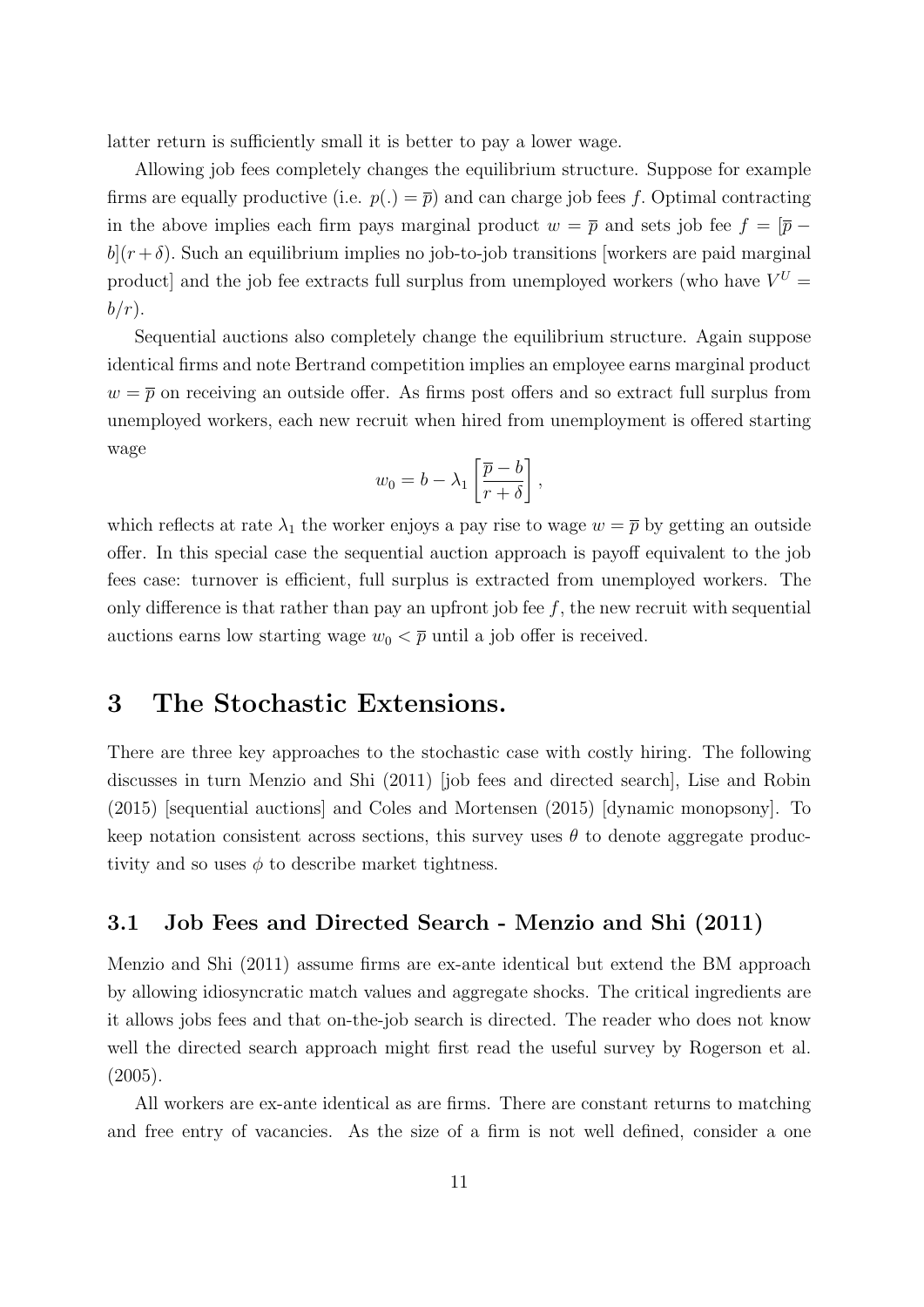latter return is sufficiently small it is better to pay a lower wage.

Allowing job fees completely changes the equilibrium structure. Suppose for example firms are equally productive (i.e. $p(.) = \overline{p}$) and can charge job fees $f$. Optimal contracting in the above implies each firm pays marginal product $w = \overline{p}$ and sets job fee $f = [\overline{p} - b](r + \delta)$. Such an equilibrium implies no job-to-job transitions [workers are paid marginal product] and the job fee extracts full surplus from unemployed workers (who have $V^U = b/r$).

Sequential auctions also completely change the equilibrium structure. Again suppose identical firms and note Bertrand competition implies an employee earns marginal product $w = \overline{p}$ on receiving an outside offer. As firms post offers and so extract full surplus from unemployed workers, each new recruit when hired from unemployment is offered starting wage

$$w_0 = b - \lambda_1 \left[ \frac{\overline{p} - b}{r + \delta} \right],$$

which reflects at rate $\lambda_1$ the worker enjoys a pay rise to wage $w = \overline{p}$ by getting an outside offer. In this special case the sequential auction approach is payoff equivalent to the job fees case: turnover is efficient, full surplus is extracted from unemployed workers. The only difference is that rather than pay an upfront job fee $f$, the new recruit with sequential auctions earns low starting wage $w_0 < \overline{p}$ until a job offer is received.

# 3 The Stochastic Extensions.

There are three key approaches to the stochastic case with costly hiring. The following discusses in turn Menzio and Shi (2011) [job fees and directed search], Lise and Robin (2015) [sequential auctions] and Coles and Mortensen (2015) [dynamic monopsony]. To keep notation consistent across sections, this survey uses $\theta$ to denote aggregate productivity and so uses $\phi$ to describe market tightness.

## 3.1 Job Fees and Directed Search - Menzio and Shi (2011)

Menzio and Shi (2011) assume firms are ex-ante identical but extend the BM approach by allowing idiosyncratic match values and aggregate shocks. The critical ingredients are it allows jobs fees and that on-the-job search is directed. The reader who does not know well the directed search approach might first read the useful survey by Rogerson et al. (2005).

All workers are ex-ante identical as are firms. There are constant returns to matching and free entry of vacancies. As the size of a firm is not well defined, consider a one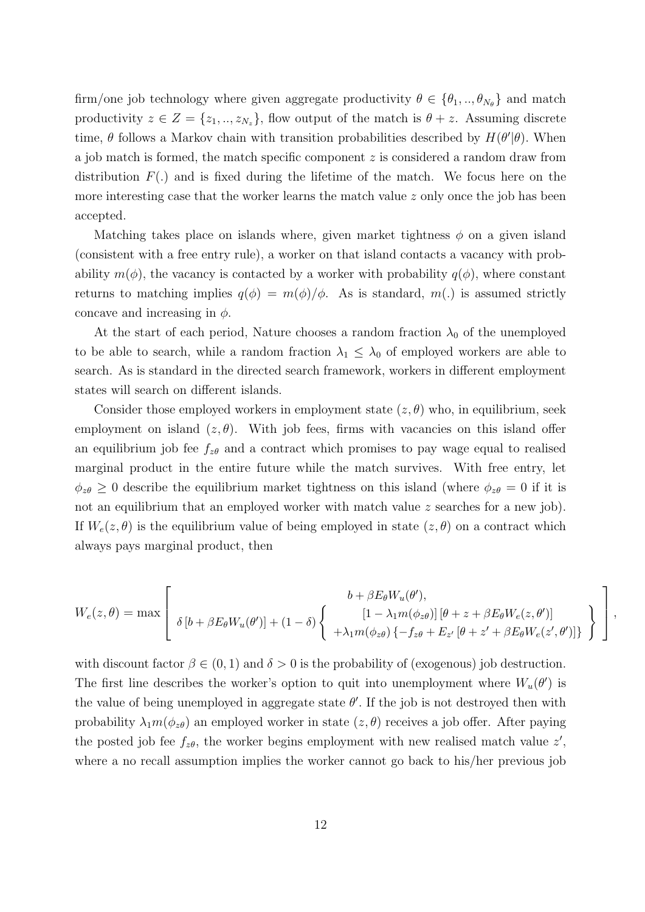firm/one job technology where given aggregate productivity $\theta \in \{\theta_1, .., \theta_{N_\theta}\}$ and match productivity $z \in Z = \{z_1, .., z_{N_z}\}$, flow output of the match is $\theta + z$. Assuming discrete time, $\theta$ follows a Markov chain with transition probabilities described by $H(\theta'|\theta)$. When a job match is formed, the match specific component $z$ is considered a random draw from distribution $F(.)$ and is fixed during the lifetime of the match. We focus here on the more interesting case that the worker learns the match value $z$ only once the job has been accepted.

Matching takes place on islands where, given market tightness $\phi$ on a given island (consistent with a free entry rule), a worker on that island contacts a vacancy with probability $m(\phi)$, the vacancy is contacted by a worker with probability $q(\phi)$, where constant returns to matching implies $q(\phi) = m(\phi)/\phi$. As is standard, $m(.)$ is assumed strictly concave and increasing in $\phi$.

At the start of each period, Nature chooses a random fraction $\lambda_0$ of the unemployed to be able to search, while a random fraction $\lambda_1 \leq \lambda_0$ of employed workers are able to search. As is standard in the directed search framework, workers in different employment states will search on different islands.

Consider those employed workers in employment state $(z, \theta)$ who, in equilibrium, seek employment on island $(z, \theta)$. With job fees, firms with vacancies on this island offer an equilibrium job fee $f_{z\theta}$ and a contract which promises to pay wage equal to realised marginal product in the entire future while the match survives. With free entry, let $\phi_{z\theta} \geq 0$ describe the equilibrium market tightness on this island (where $\phi_{z\theta} = 0$ if it is not an equilibrium that an employed worker with match value $z$ searches for a new job). If $W_e(z, \theta)$ is the equilibrium value of being employed in state $(z, \theta)$ on a contract which always pays marginal product, then

$$
W_e(z,\theta) = \max \left[ \begin{array}{c} b + \beta E_\theta W_u(\theta'), \\ \delta \left[ b + \beta E_\theta W_u(\theta') \right] + (1-\delta) \left\{ \begin{array}{c} \left[1 - \lambda_1 m(\phi_{z\theta})\right] \left[\theta + z + \beta E_\theta W_e(z, \theta')\right] \\ + \lambda_1 m(\phi_{z\theta}) \left\{ -f_{z\theta} + E_{z'} \left[\theta + z' + \beta E_\theta W_e(z', \theta')\right] \right\} \end{array} \right\} \end{array} \right],
$$

with discount factor $\beta \in (0, 1)$ and $\delta > 0$ is the probability of (exogenous) job destruction. The first line describes the worker's option to quit into unemployment where $W_u(\theta')$ is the value of being unemployed in aggregate state $\theta'$. If the job is not destroyed then with probability $\lambda_1 m(\phi_{z\theta})$ an employed worker in state $(z, \theta)$ receives a job offer. After paying the posted job fee $f_{z\theta}$, the worker begins employment with new realised match value $z'$, where a no recall assumption implies the worker cannot go back to his/her previous job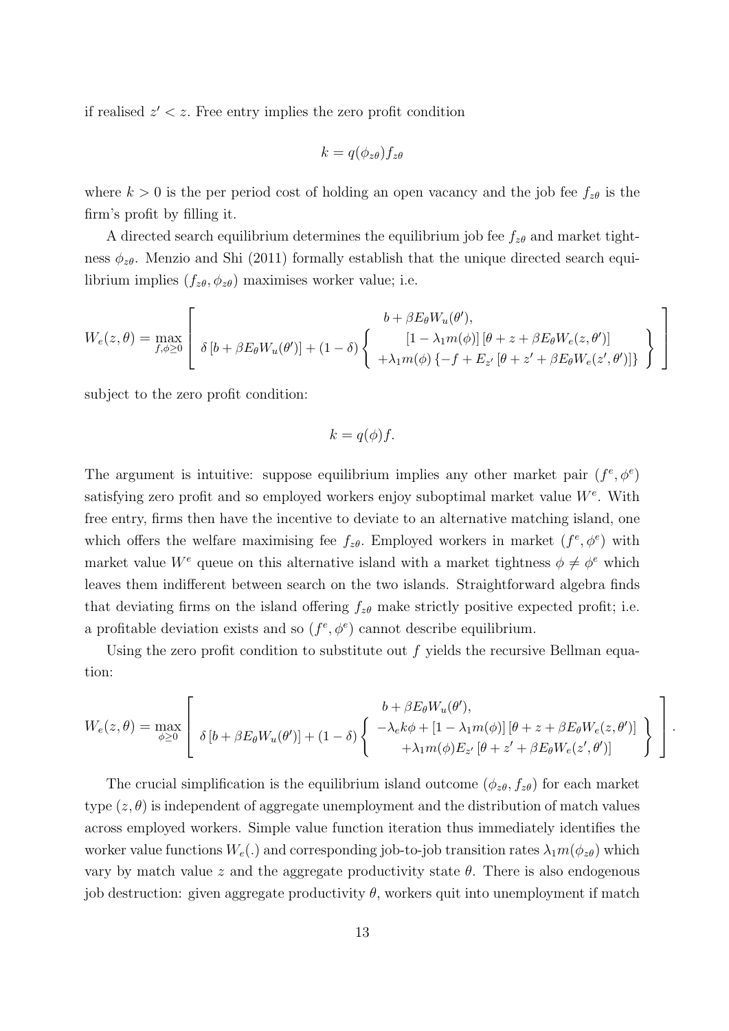if realised $z' < z$. Free entry implies the zero profit condition

$$k = q(\phi_{z\theta})f_{z\theta}$$

where $k > 0$ is the per period cost of holding an open vacancy and the job fee $f_{z\theta}$ is the firm's profit by filling it.

A directed search equilibrium determines the equilibrium job fee $f_{z\theta}$ and market tightness $\phi_{z\theta}$. Menzio and Shi (2011) formally establish that the unique directed search equilibrium implies $(f_{z\theta}, \phi_{z\theta})$ maximises worker value; i.e.

$$W_e(z,\theta) = \max_{f,\phi \geq 0} \left[ \begin{array}{c} b + \beta E_\theta W_u(\theta'), \\ \delta \left[ b + \beta E_\theta W_u(\theta') \right] + (1-\delta) \left\{ \begin{array}{c} \left[1 - \lambda_1 m(\phi)\right] \left[\theta + z + \beta E_\theta W_e(z,\theta')\right] \\ + \lambda_1 m(\phi) \left\{ -f + E_{z'} \left[\theta + z' + \beta E_\theta W_e(z',\theta')\right] \right\} \end{array} \right\} \end{array} \right]$$

subject to the zero profit condition:

$$k = q(\phi)f.$$

The argument is intuitive: suppose equilibrium implies any other market pair $(f^e, \phi^e)$ satisfying zero profit and so employed workers enjoy suboptimal market value $W^e$. With free entry, firms then have the incentive to deviate to an alternative matching island, one which offers the welfare maximising fee $f_{z\theta}$. Employed workers in market $(f^e, \phi^e)$ with market value $W^e$ queue on this alternative island with a market tightness $\phi \neq \phi^e$ which leaves them indifferent between search on the two islands. Straightforward algebra finds that deviating firms on the island offering $f_{z\theta}$ make strictly positive expected profit; i.e. a profitable deviation exists and so $(f^e, \phi^e)$ cannot describe equilibrium.

Using the zero profit condition to substitute out $f$ yields the recursive Bellman equation:

$$W_e(z,\theta) = \max_{\phi \geq 0} \left[ \begin{array}{c} b + \beta E_\theta W_u(\theta'), \\ \delta \left[ b + \beta E_\theta W_u(\theta') \right] + (1-\delta) \left\{ \begin{array}{c} -\lambda_e k \phi + \left[1 - \lambda_1 m(\phi)\right] \left[\theta + z + \beta E_\theta W_e(z,\theta')\right] \\ + \lambda_1 m(\phi) E_{z'} \left[\theta + z' + \beta E_\theta W_e(z',\theta')\right] \end{array} \right\} \end{array} \right].$$

The crucial simplification is the equilibrium island outcome $(\phi_{z\theta}, f_{z\theta})$ for each market type $(z, \theta)$ is independent of aggregate unemployment and the distribution of match values across employed workers. Simple value function iteration thus immediately identifies the worker value functions $W_e(.)$ and corresponding job-to-job transition rates $\lambda_1 m(\phi_{z\theta})$ which vary by match value $z$ and the aggregate productivity state $\theta$. There is also endogenous job destruction: given aggregate productivity $\theta$, workers quit into unemployment if match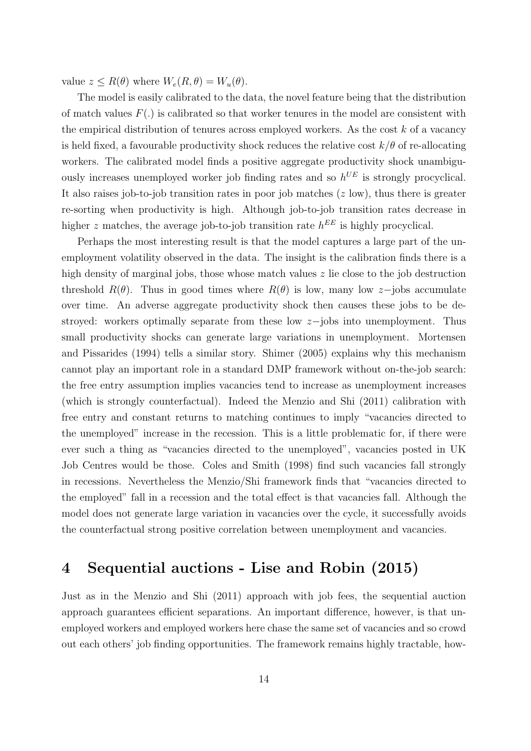value $z \leq R(\theta)$ where $W_e(R, \theta) = W_u(\theta)$.

The model is easily calibrated to the data, the novel feature being that the distribution of match values $F(.)$ is calibrated so that worker tenures in the model are consistent with the empirical distribution of tenures across employed workers. As the cost $k$ of a vacancy is held fixed, a favourable productivity shock reduces the relative cost $k/\theta$ of re-allocating workers. The calibrated model finds a positive aggregate productivity shock unambiguously increases unemployed worker job finding rates and so $h^{UE}$ is strongly procyclical. It also raises job-to-job transition rates in poor job matches ($z$ low), thus there is greater re-sorting when productivity is high. Although job-to-job transition rates decrease in higher $z$ matches, the average job-to-job transition rate $h^{EE}$ is highly procyclical.

Perhaps the most interesting result is that the model captures a large part of the unemployment volatility observed in the data. The insight is the calibration finds there is a high density of marginal jobs, those whose match values $z$ lie close to the job destruction threshold $R(\theta)$. Thus in good times where $R(\theta)$ is low, many low $z-$jobs accumulate over time. An adverse aggregate productivity shock then causes these jobs to be destroyed: workers optimally separate from these low $z-$jobs into unemployment. Thus small productivity shocks can generate large variations in unemployment. Mortensen and Pissarides (1994) tells a similar story. Shimer (2005) explains why this mechanism cannot play an important role in a standard DMP framework without on-the-job search: the free entry assumption implies vacancies tend to increase as unemployment increases (which is strongly counterfactual). Indeed the Menzio and Shi (2011) calibration with free entry and constant returns to matching continues to imply "vacancies directed to the unemployed" increase in the recession. This is a little problematic for, if there were ever such a thing as "vacancies directed to the unemployed", vacancies posted in UK Job Centres would be those. Coles and Smith (1998) find such vacancies fall strongly in recessions. Nevertheless the Menzio/Shi framework finds that "vacancies directed to the employed" fall in a recession and the total effect is that vacancies fall. Although the model does not generate large variation in vacancies over the cycle, it successfully avoids the counterfactual strong positive correlation between unemployment and vacancies.

# 4 Sequential auctions - Lise and Robin (2015)

Just as in the Menzio and Shi (2011) approach with job fees, the sequential auction approach guarantees efficient separations. An important difference, however, is that unemployed workers and employed workers here chase the same set of vacancies and so crowd out each others' job finding opportunities. The framework remains highly tractable, how-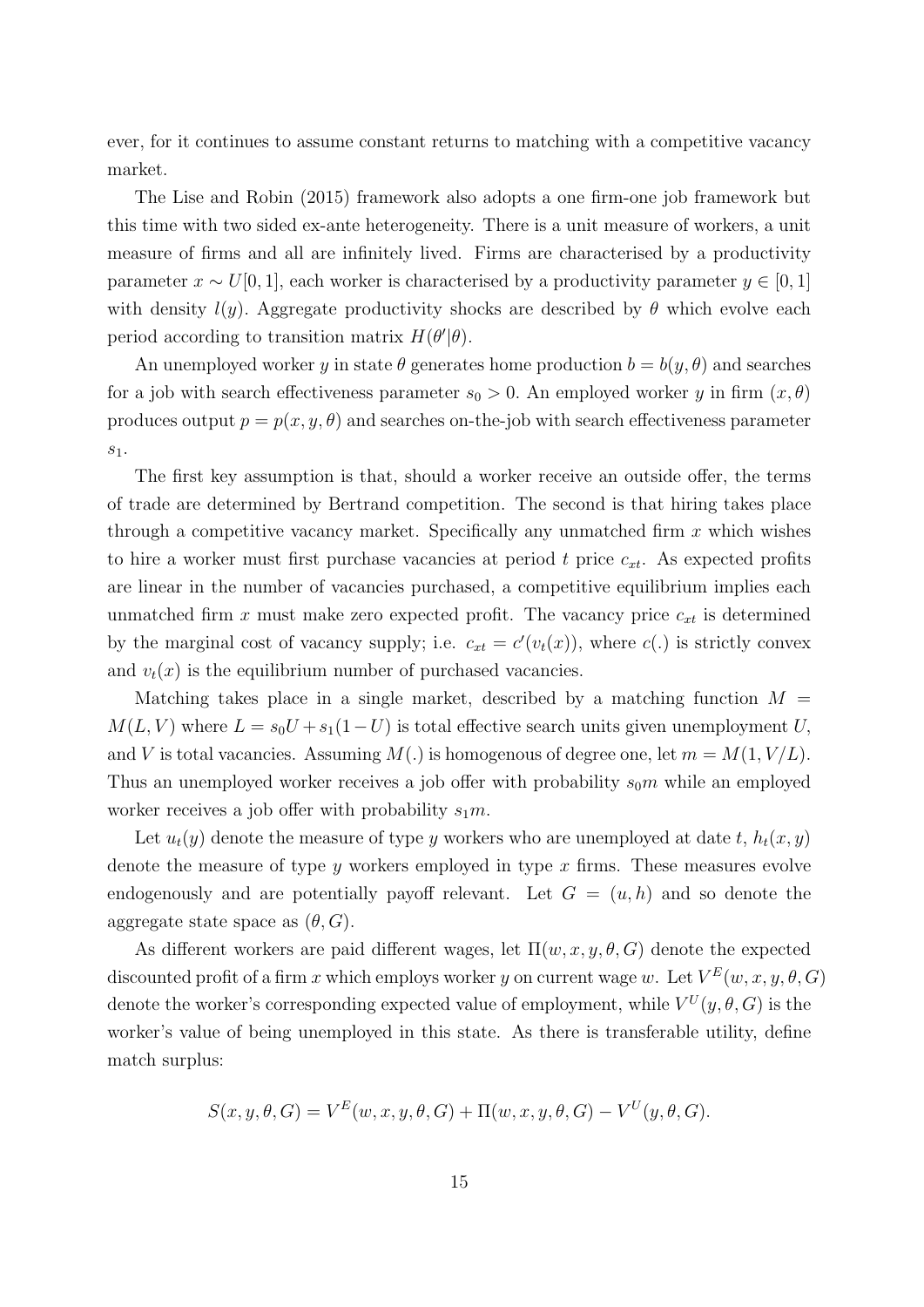ever, for it continues to assume constant returns to matching with a competitive vacancy market.

The Lise and Robin (2015) framework also adopts a one firm-one job framework but this time with two sided ex-ante heterogeneity. There is a unit measure of workers, a unit measure of firms and all are infinitely lived. Firms are characterised by a productivity parameter $x \sim U[0,1]$, each worker is characterised by a productivity parameter $y \in [0,1]$ with density $l(y)$. Aggregate productivity shocks are described by $\theta$ which evolve each period according to transition matrix $H(\theta'|\theta)$.

An unemployed worker $y$ in state $\theta$ generates home production $b = b(y, \theta)$ and searches for a job with search effectiveness parameter $s_0 > 0$. An employed worker $y$ in firm $(x, \theta)$ produces output $p = p(x, y, \theta)$ and searches on-the-job with search effectiveness parameter $s_1$.

The first key assumption is that, should a worker receive an outside offer, the terms of trade are determined by Bertrand competition. The second is that hiring takes place through a competitive vacancy market. Specifically any unmatched firm $x$ which wishes to hire a worker must first purchase vacancies at period $t$ price $c_{xt}$. As expected profits are linear in the number of vacancies purchased, a competitive equilibrium implies each unmatched firm $x$ must make zero expected profit. The vacancy price $c_{xt}$ is determined by the marginal cost of vacancy supply; i.e. $c_{xt} = c'(v_t(x))$, where $c(.)$ is strictly convex and $v_t(x)$ is the equilibrium number of purchased vacancies.

Matching takes place in a single market, described by a matching function $M = M(L, V)$ where $L = s_0 U + s_1(1-U)$ is total effective search units given unemployment $U$, and $V$ is total vacancies. Assuming $M(.)$ is homogenous of degree one, let $m = M(1, V/L)$. Thus an unemployed worker receives a job offer with probability $s_0 m$ while an employed worker receives a job offer with probability $s_1 m$.

Let $u_t(y)$ denote the measure of type $y$ workers who are unemployed at date $t$, $h_t(x, y)$ denote the measure of type $y$ workers employed in type $x$ firms. These measures evolve endogenously and are potentially payoff relevant. Let $G = (u, h)$ and so denote the aggregate state space as $(\theta, G)$.

As different workers are paid different wages, let $\Pi(w, x, y, \theta, G)$ denote the expected discounted profit of a firm $x$ which employs worker $y$ on current wage $w$. Let $V^E(w, x, y, \theta, G)$ denote the worker's corresponding expected value of employment, while $V^U(y, \theta, G)$ is the worker's value of being unemployed in this state. As there is transferable utility, define match surplus:

$$S(x, y, \theta, G) = V^E(w, x, y, \theta, G) + \Pi(w, x, y, \theta, G) - V^U(y, \theta, G).$$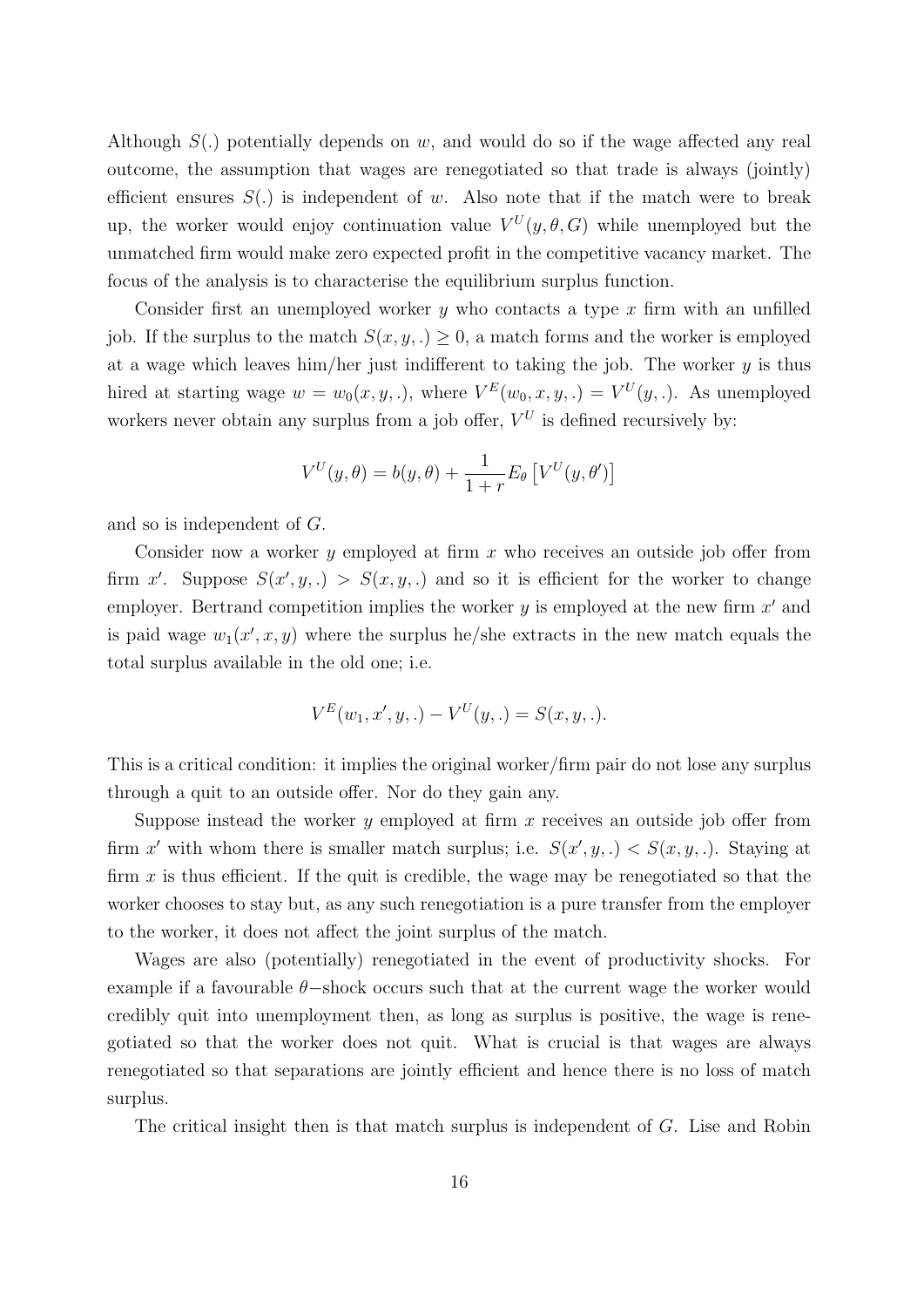Although $S(.)$ potentially depends on $w$, and would do so if the wage affected any real outcome, the assumption that wages are renegotiated so that trade is always (jointly) efficient ensures $S(.)$ is independent of $w$. Also note that if the match were to break up, the worker would enjoy continuation value $V^U(y, \theta, G)$ while unemployed but the unmatched firm would make zero expected profit in the competitive vacancy market. The focus of the analysis is to characterise the equilibrium surplus function.

Consider first an unemployed worker $y$ who contacts a type $x$ firm with an unfilled job. If the surplus to the match $S(x, y, .) \geq 0$, a match forms and the worker is employed at a wage which leaves him/her just indifferent to taking the job. The worker $y$ is thus hired at starting wage $w = w_0(x, y, .)$, where $V^E(w_0, x, y, .) = V^U(y, .)$. As unemployed workers never obtain any surplus from a job offer, $V^U$ is defined recursively by:

$$V^U(y, \theta) = b(y, \theta) + \frac{1}{1+r} E_\theta \left[ V^U(y, \theta') \right]$$

and so is independent of $G$.

Consider now a worker $y$ employed at firm $x$ who receives an outside job offer from firm $x'$. Suppose $S(x', y, .) > S(x, y, .)$ and so it is efficient for the worker to change employer. Bertrand competition implies the worker $y$ is employed at the new firm $x'$ and is paid wage $w_1(x', x, y)$ where the surplus he/she extracts in the new match equals the total surplus available in the old one; i.e.

$$V^E(w_1, x', y, .) - V^U(y, .) = S(x, y, .).$$

This is a critical condition: it implies the original worker/firm pair do not lose any surplus through a quit to an outside offer. Nor do they gain any.

Suppose instead the worker $y$ employed at firm $x$ receives an outside job offer from firm $x'$ with whom there is smaller match surplus; i.e. $S(x', y, .) < S(x, y, .)$. Staying at firm $x$ is thus efficient. If the quit is credible, the wage may be renegotiated so that the worker chooses to stay but, as any such renegotiation is a pure transfer from the employer to the worker, it does not affect the joint surplus of the match.

Wages are also (potentially) renegotiated in the event of productivity shocks. For example if a favourable $\theta-$shock occurs such that at the current wage the worker would credibly quit into unemployment then, as long as surplus is positive, the wage is renegotiated so that the worker does not quit. What is crucial is that wages are always renegotiated so that separations are jointly efficient and hence there is no loss of match surplus.

The critical insight then is that match surplus is independent of $G$. Lise and Robin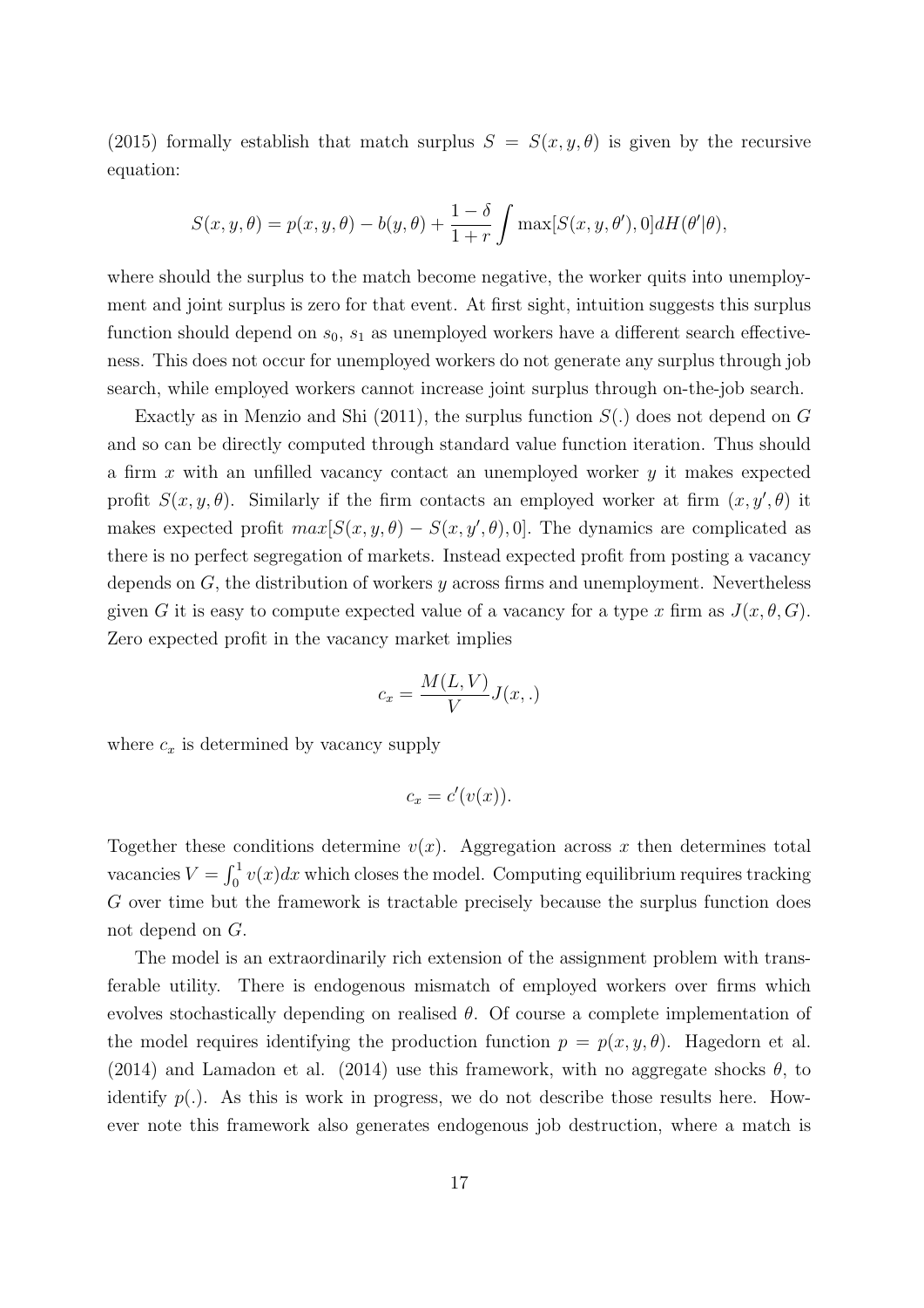(2015) formally establish that match surplus $S = S(x, y, \theta)$ is given by the recursive equation:

$$S(x, y, \theta) = p(x, y, \theta) - b(y, \theta) + \frac{1 - \delta}{1 + r} \int \max[S(x, y, \theta'), 0] dH(\theta'|\theta),$$

where should the surplus to the match become negative, the worker quits into unemployment and joint surplus is zero for that event. At first sight, intuition suggests this surplus function should depend on $s_0$, $s_1$ as unemployed workers have a different search effectiveness. This does not occur for unemployed workers do not generate any surplus through job search, while employed workers cannot increase joint surplus through on-the-job search.

Exactly as in Menzio and Shi (2011), the surplus function $S(.)$ does not depend on $G$ and so can be directly computed through standard value function iteration. Thus should a firm $x$ with an unfilled vacancy contact an unemployed worker $y$ it makes expected profit $S(x, y, \theta)$. Similarly if the firm contacts an employed worker at firm $(x, y', \theta)$ it makes expected profit $max[S(x, y, \theta) - S(x, y', \theta), 0]$. The dynamics are complicated as there is no perfect segregation of markets. Instead expected profit from posting a vacancy depends on $G$, the distribution of workers $y$ across firms and unemployment. Nevertheless given $G$ it is easy to compute expected value of a vacancy for a type $x$ firm as $J(x, \theta, G)$. Zero expected profit in the vacancy market implies

$$c_x = \frac{M(L, V)}{V} J(x, .)$$

where $c_x$ is determined by vacancy supply

$$c_x = c'(v(x)).$$

Together these conditions determine $v(x)$. Aggregation across $x$ then determines total vacancies $V = \int_0^1 v(x)dx$ which closes the model. Computing equilibrium requires tracking $G$ over time but the framework is tractable precisely because the surplus function does not depend on $G$.

The model is an extraordinarily rich extension of the assignment problem with transferable utility. There is endogenous mismatch of employed workers over firms which evolves stochastically depending on realised $\theta$. Of course a complete implementation of the model requires identifying the production function $p = p(x, y, \theta)$. Hagedorn et al. (2014) and Lamadon et al. (2014) use this framework, with no aggregate shocks $\theta$, to identify $p(.)$. As this is work in progress, we do not describe those results here. However note this framework also generates endogenous job destruction, where a match is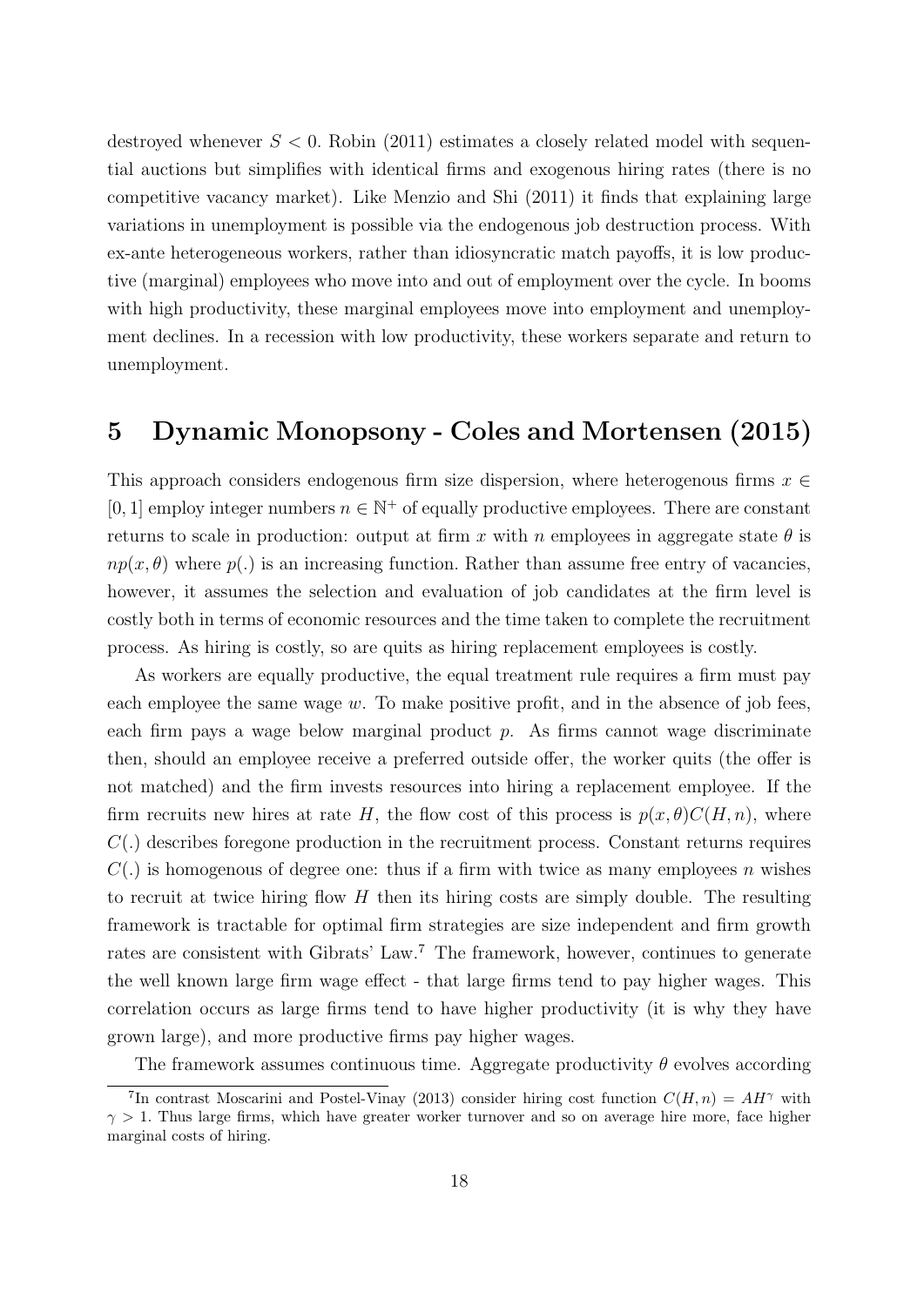destroyed whenever $S < 0$. Robin (2011) estimates a closely related model with sequential auctions but simplifies with identical firms and exogenous hiring rates (there is no competitive vacancy market). Like Menzio and Shi (2011) it finds that explaining large variations in unemployment is possible via the endogenous job destruction process. With ex-ante heterogeneous workers, rather than idiosyncratic match payoffs, it is low productive (marginal) employees who move into and out of employment over the cycle. In booms with high productivity, these marginal employees move into employment and unemployment declines. In a recession with low productivity, these workers separate and return to unemployment.

# 5 Dynamic Monopsony - Coles and Mortensen (2015)

This approach considers endogenous firm size dispersion, where heterogenous firms $x \in [0, 1]$ employ integer numbers $n \in \mathbb{N}^+$ of equally productive employees. There are constant returns to scale in production: output at firm $x$ with $n$ employees in aggregate state $\theta$ is $np(x, \theta)$ where $p(.)$ is an increasing function. Rather than assume free entry of vacancies, however, it assumes the selection and evaluation of job candidates at the firm level is costly both in terms of economic resources and the time taken to complete the recruitment process. As hiring is costly, so are quits as hiring replacement employees is costly.

As workers are equally productive, the equal treatment rule requires a firm must pay each employee the same wage $w$. To make positive profit, and in the absence of job fees, each firm pays a wage below marginal product $p$. As firms cannot wage discriminate then, should an employee receive a preferred outside offer, the worker quits (the offer is not matched) and the firm invests resources into hiring a replacement employee. If the firm recruits new hires at rate $H$, the flow cost of this process is $p(x, \theta)C(H, n)$, where $C(.)$ describes foregone production in the recruitment process. Constant returns requires $C(.)$ is homogenous of degree one: thus if a firm with twice as many employees $n$ wishes to recruit at twice hiring flow $H$ then its hiring costs are simply double. The resulting framework is tractable for optimal firm strategies are size independent and firm growth rates are consistent with Gibrats' Law.[7] The framework, however, continues to generate the well known large firm wage effect - that large firms tend to pay higher wages. This correlation occurs as large firms tend to have higher productivity (it is why they have grown large), and more productive firms pay higher wages.

The framework assumes continuous time. Aggregate productivity $\theta$ evolves according

[7] In contrast Moscarini and Postel-Vinay (2013) consider hiring cost function $C(H, n) = AH^{\gamma}$ with $\gamma > 1$. Thus large firms, which have greater worker turnover and so on average hire more, face higher marginal costs of hiring.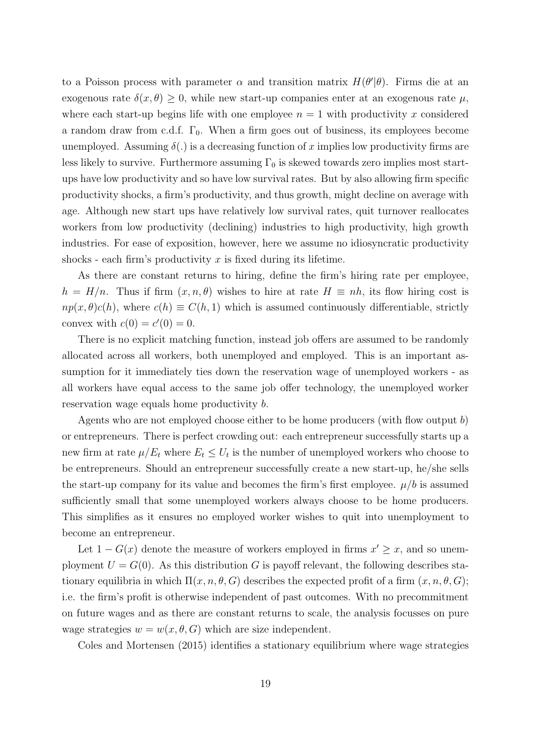to a Poisson process with parameter $\alpha$ and transition matrix $H(\theta'|\theta)$. Firms die at an exogenous rate $\delta(x, \theta) \geq 0$, while new start-up companies enter at an exogenous rate $\mu$, where each start-up begins life with one employee $n = 1$ with productivity $x$ considered a random draw from c.d.f. $\Gamma_0$. When a firm goes out of business, its employees become unemployed. Assuming $\delta(.)$ is a decreasing function of $x$ implies low productivity firms are less likely to survive. Furthermore assuming $\Gamma_0$ is skewed towards zero implies most start-ups have low productivity and so have low survival rates. But by also allowing firm specific productivity shocks, a firm's productivity, and thus growth, might decline on average with age. Although new start ups have relatively low survival rates, quit turnover reallocates workers from low productivity (declining) industries to high productivity, high growth industries. For ease of exposition, however, here we assume no idiosyncratic productivity shocks - each firm's productivity $x$ is fixed during its lifetime.

As there are constant returns to hiring, define the firm's hiring rate per employee, $h = H/n$. Thus if firm $(x, n, \theta)$ wishes to hire at rate $H \equiv nh$, its flow hiring cost is $np(x, \theta)c(h)$, where $c(h) \equiv C(h, 1)$ which is assumed continuously differentiable, strictly convex with $c(0) = c'(0) = 0$.

There is no explicit matching function, instead job offers are assumed to be randomly allocated across all workers, both unemployed and employed. This is an important assumption for it immediately ties down the reservation wage of unemployed workers - as all workers have equal access to the same job offer technology, the unemployed worker reservation wage equals home productivity $b$.

Agents who are not employed choose either to be home producers (with flow output $b$) or entrepreneurs. There is perfect crowding out: each entrepreneur successfully starts up a new firm at rate $\mu/E_t$ where $E_t \leq U_t$ is the number of unemployed workers who choose to be entrepreneurs. Should an entrepreneur successfully create a new start-up, he/she sells the start-up company for its value and becomes the firm's first employee. $\mu/b$ is assumed sufficiently small that some unemployed workers always choose to be home producers. This simplifies as it ensures no employed worker wishes to quit into unemployment to become an entrepreneur.

Let $1 - G(x)$ denote the measure of workers employed in firms $x' \geq x$, and so unemployment $U = G(0)$. As this distribution $G$ is payoff relevant, the following describes stationary equilibria in which $\Pi(x, n, \theta, G)$ describes the expected profit of a firm $(x, n, \theta, G)$; i.e. the firm's profit is otherwise independent of past outcomes. With no precommitment on future wages and as there are constant returns to scale, the analysis focusses on pure wage strategies $w = w(x, \theta, G)$ which are size independent.

Coles and Mortensen (2015) identifies a stationary equilibrium where wage strategies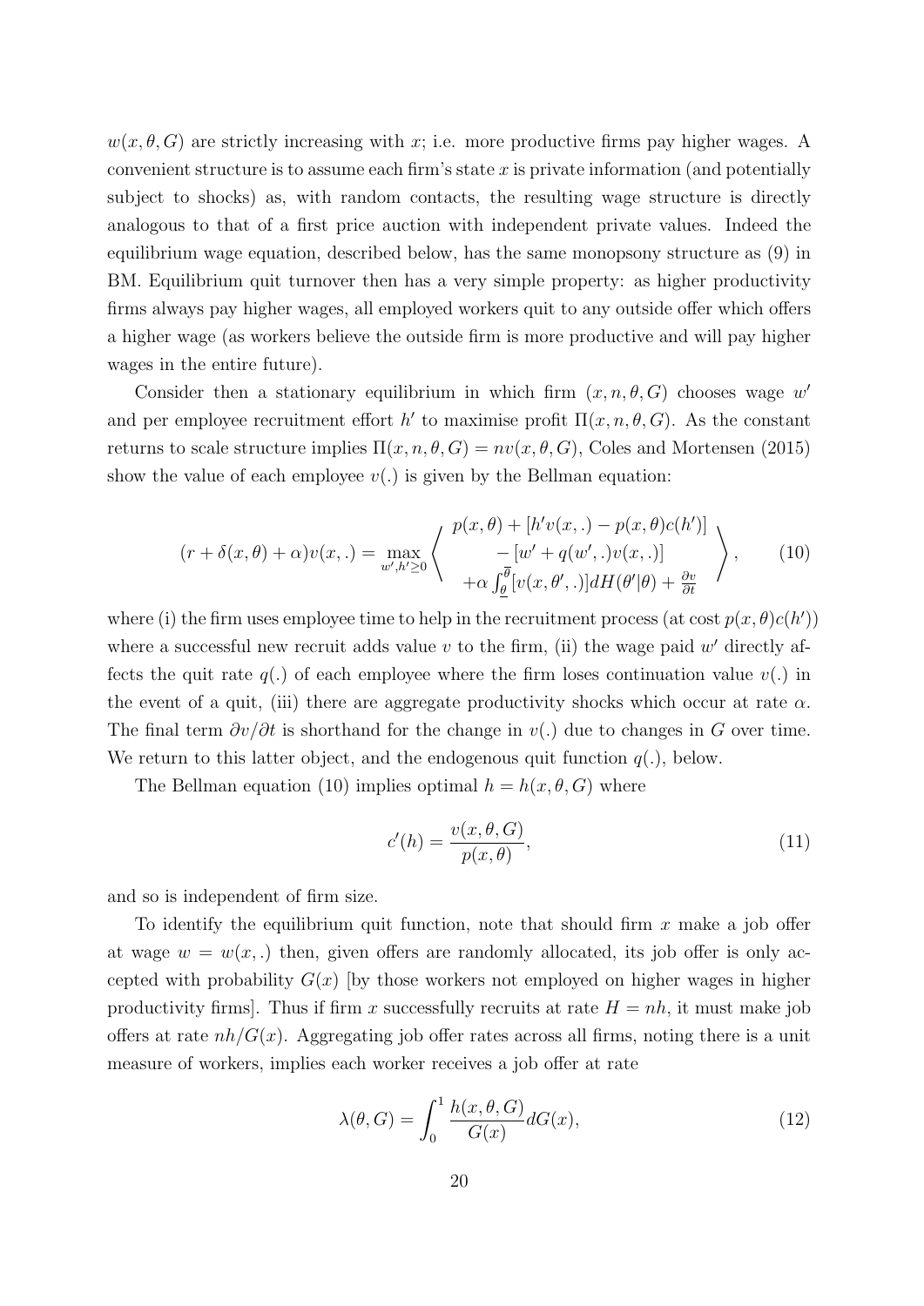$w(x, \theta, G)$ are strictly increasing with $x$; i.e. more productive firms pay higher wages. A convenient structure is to assume each firm's state $x$ is private information (and potentially subject to shocks) as, with random contacts, the resulting wage structure is directly analogous to that of a first price auction with independent private values. Indeed the equilibrium wage equation, described below, has the same monopsony structure as (9) in BM. Equilibrium quit turnover then has a very simple property: as higher productivity firms always pay higher wages, all employed workers quit to any outside offer which offers a higher wage (as workers believe the outside firm is more productive and will pay higher wages in the entire future).

Consider then a stationary equilibrium in which firm $(x, n, \theta, G)$ chooses wage $w'$ and per employee recruitment effort $h'$ to maximise profit $\Pi(x, n, \theta, G)$. As the constant returns to scale structure implies $\Pi(x, n, \theta, G) = nv(x, \theta, G)$, Coles and Mortensen (2015) show the value of each employee $v(.)$ is given by the Bellman equation:

$$(r + \delta(x, \theta) + \alpha)v(x, .) = \max_{w', h' \geq 0} \left\langle \begin{array}{c} p(x, \theta) + [h'v(x, .) - p(x, \theta)c(h')] \\ - [w' + q(w', .)v(x, .)] \\ +\alpha \int_{\underline{\theta}}^{\overline{\theta}} [v(x, \theta', .)] dH(\theta'|\theta) + \frac{\partial v}{\partial t} \end{array} \right\rangle, \tag{10}$$

where (i) the firm uses employee time to help in the recruitment process (at cost $p(x, \theta)c(h')$) where a successful new recruit adds value $v$ to the firm, (ii) the wage paid $w'$ directly affects the quit rate $q(.)$ of each employee where the firm loses continuation value $v(.)$ in the event of a quit, (iii) there are aggregate productivity shocks which occur at rate $\alpha$. The final term $\partial v/\partial t$ is shorthand for the change in $v(.)$ due to changes in $G$ over time. We return to this latter object, and the endogenous quit function $q(.)$, below.

The Bellman equation (10) implies optimal $h = h(x, \theta, G)$ where

$$c'(h) = \frac{v(x, \theta, G)}{p(x, \theta)}, \tag{11}$$

and so is independent of firm size.

To identify the equilibrium quit function, note that should firm $x$ make a job offer at wage $w = w(x, .)$ then, given offers are randomly allocated, its job offer is only accepted with probability $G(x)$ [by those workers not employed on higher wages in higher productivity firms]. Thus if firm $x$ successfully recruits at rate $H = nh$, it must make job offers at rate $nh/G(x)$. Aggregating job offer rates across all firms, noting there is a unit measure of workers, implies each worker receives a job offer at rate

$$\lambda(\theta, G) = \int_0^1 \frac{h(x, \theta, G)}{G(x)} dG(x), \tag{12}$$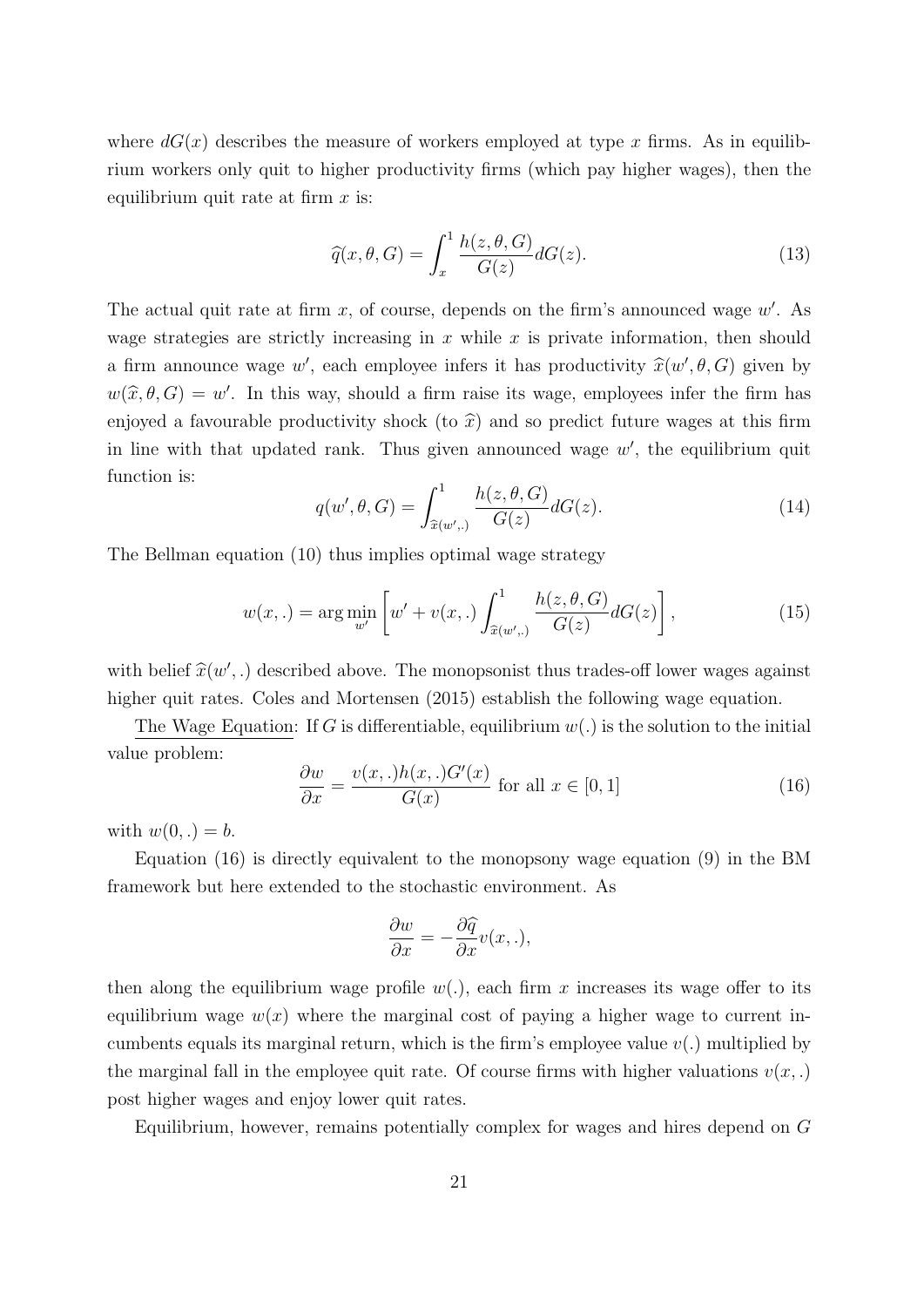where $dG(x)$ describes the measure of workers employed at type $x$ firms. As in equilibrium workers only quit to higher productivity firms (which pay higher wages), then the equilibrium quit rate at firm $x$ is:

$$\widehat{q}(x, \theta, G) = \int_x^1 \frac{h(z, \theta, G)}{G(z)} dG(z). \tag{13}$$

The actual quit rate at firm $x$, of course, depends on the firm's announced wage $w'$. As wage strategies are strictly increasing in $x$ while $x$ is private information, then should a firm announce wage $w'$, each employee infers it has productivity $\widehat{x}(w', \theta, G)$ given by $w(\widehat{x}, \theta, G) = w'$. In this way, should a firm raise its wage, employees infer the firm has enjoyed a favourable productivity shock (to $\widehat{x}$) and so predict future wages at this firm in line with that updated rank. Thus given announced wage $w'$, the equilibrium quit function is:

$$q(w', \theta, G) = \int_{\widehat{x}(w',.)}^1 \frac{h(z, \theta, G)}{G(z)} dG(z). \tag{14}$$

The Bellman equation (10) thus implies optimal wage strategy

$$w(x, .) = \arg\min_{w'} \left[ w' + v(x, .) \int_{\widehat{x}(w',.)}^1 \frac{h(z, \theta, G)}{G(z)} dG(z) \right], \tag{15}$$

with belief $\widehat{x}(w', .)$ described above. The monopsonist thus trades-off lower wages against higher quit rates. Coles and Mortensen (2015) establish the following wage equation.

<u>The Wage Equation</u>: If $G$ is differentiable, equilibrium $w(.)$ is the solution to the initial value problem:

$$\frac{\partial w}{\partial x} = \frac{v(x, .)h(x, .)G'(x)}{G(x)} \text{ for all } x \in [0, 1] \tag{16}$$

with $w(0, .) = b$.

Equation (16) is directly equivalent to the monopsony wage equation (9) in the BM framework but here extended to the stochastic environment. As

$$\frac{\partial w}{\partial x} = -\frac{\partial \widehat{q}}{\partial x} v(x, .),$$

then along the equilibrium wage profile $w(.)$, each firm $x$ increases its wage offer to its equilibrium wage $w(x)$ where the marginal cost of paying a higher wage to current incumbents equals its marginal return, which is the firm's employee value $v(.)$ multiplied by the marginal fall in the employee quit rate. Of course firms with higher valuations $v(x, .)$ post higher wages and enjoy lower quit rates.

Equilibrium, however, remains potentially complex for wages and hires depend on $G$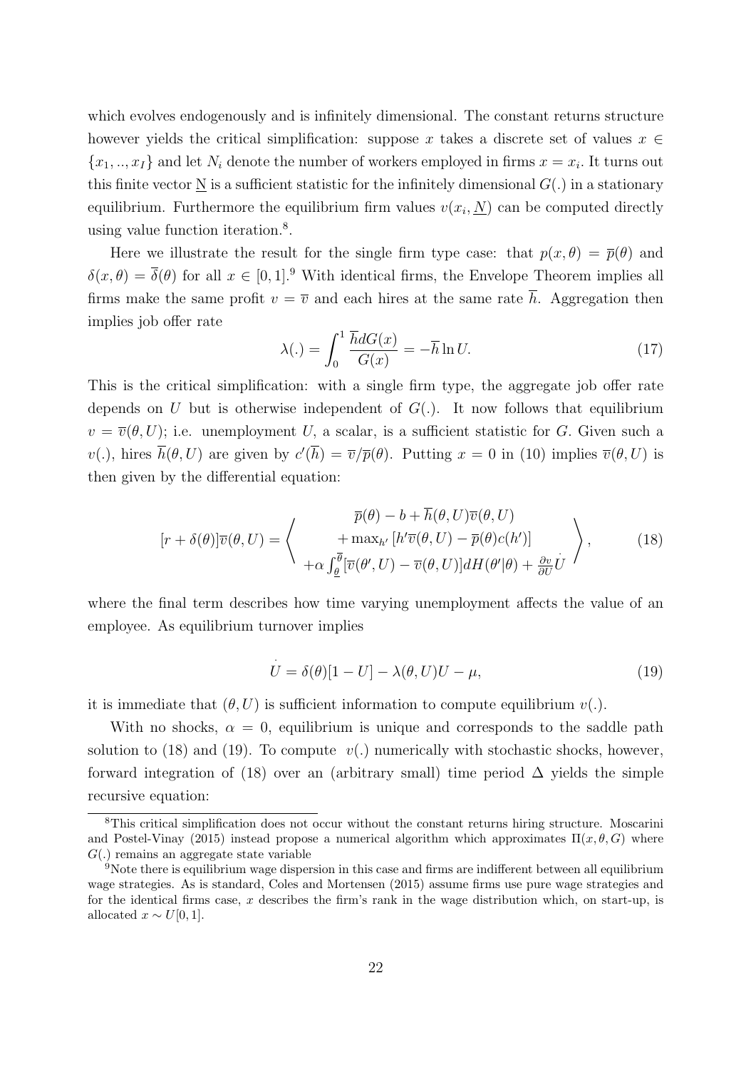which evolves endogenously and is infinitely dimensional. The constant returns structure however yields the critical simplification: suppose $x$ takes a discrete set of values $x \in \{x_1, .., x_I\}$ and let $N_i$ denote the number of workers employed in firms $x = x_i$. It turns out this finite vector $\underline{\mathrm{N}}$ is a sufficient statistic for the infinitely dimensional $G(.)$ in a stationary equilibrium. Furthermore the equilibrium firm values $v(x_i, \underline{N})$ can be computed directly using value function iteration.[8].

Here we illustrate the result for the single firm type case: that $p(x,\theta) = \overline{p}(\theta)$ and $\delta(x,\theta) = \overline{\delta}(\theta)$ for all $x \in [0,1]$.[9] With identical firms, the Envelope Theorem implies all firms make the same profit $v = \overline{v}$ and each hires at the same rate $\overline{h}$. Aggregation then implies job offer rate

$$\lambda(.) = \int_0^1 \frac{\overline{h}dG(x)}{G(x)} = -\overline{h}\ln U. \tag{17}$$

This is the critical simplification: with a single firm type, the aggregate job offer rate depends on $U$ but is otherwise independent of $G(.)$. It now follows that equilibrium $v = \overline{v}(\theta, U)$; i.e. unemployment $U$, a scalar, is a sufficient statistic for $G$. Given such a $v(.)$, hires $\overline{h}(\theta, U)$ are given by $c'(\overline{h}) = \overline{v}/\overline{p}(\theta)$. Putting $x = 0$ in (10) implies $\overline{v}(\theta, U)$ is then given by the differential equation:

$$[r + \delta(\theta)]\overline{v}(\theta, U) = \left\langle \begin{array}{c} \overline{p}(\theta) - b + \overline{h}(\theta, U)\overline{v}(\theta, U) \\ + \max_{h'}\left[h'\overline{v}(\theta, U) - \overline{p}(\theta)c(h')\right] \\ +\alpha \int_{\underline{\theta}}^{\overline{\theta}} [\overline{v}(\theta', U) - \overline{v}(\theta, U)]dH(\theta'|\theta) + \frac{\partial v}{\partial U}\dot{U} \end{array} \right\rangle, \tag{18}$$

where the final term describes how time varying unemployment affects the value of an employee. As equilibrium turnover implies

$$\dot{U} = \delta(\theta)[1 - U] - \lambda(\theta, U)U - \mu, \tag{19}$$

it is immediate that $(\theta, U)$ is sufficient information to compute equilibrium $v(.)$.

With no shocks, $\alpha = 0$, equilibrium is unique and corresponds to the saddle path solution to (18) and (19). To compute $v(.)$ numerically with stochastic shocks, however, forward integration of (18) over an (arbitrary small) time period $\Delta$ yields the simple recursive equation:

---

[8] This critical simplification does not occur without the constant returns hiring structure. Moscarini and Postel-Vinay (2015) instead propose a numerical algorithm which approximates $\Pi(x, \theta, G)$ where $G(.)$ remains an aggregate state variable

[9] Note there is equilibrium wage dispersion in this case and firms are indifferent between all equilibrium wage strategies. As is standard, Coles and Mortensen (2015) assume firms use pure wage strategies and for the identical firms case, $x$ describes the firm's rank in the wage distribution which, on start-up, is allocated $x \sim U[0, 1]$.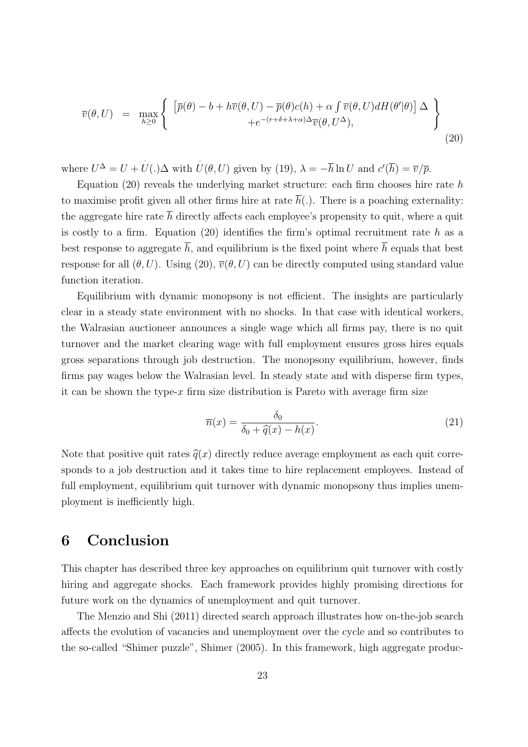$$\overline{v}(\theta, U) = \max_{h \geq 0} \left\{ \begin{array}{c} \left[ \overline{p}(\theta) - b + h\overline{v}(\theta, U) - \overline{p}(\theta)c(h) + \alpha \int \overline{v}(\theta, U) dH(\theta'|\theta) \right] \Delta \\ + e^{-(r+\delta+\lambda+\alpha)\Delta} \overline{v}(\theta, U^{\Delta}), \end{array} \right\} \tag{20}$$

where $U^{\Delta} = U + \dot{U}(.)\Delta$ with $\dot{U}(\theta, U)$ given by (19), $\lambda = -\overline{h} \ln U$ and $c'(\overline{h}) = \overline{v}/\overline{p}$.

Equation (20) reveals the underlying market structure: each firm chooses hire rate $h$ to maximise profit given all other firms hire at rate $\overline{h}(.)$. There is a poaching externality: the aggregate hire rate $\overline{h}$ directly affects each employee's propensity to quit, where a quit is costly to a firm. Equation (20) identifies the firm's optimal recruitment rate $h$ as a best response to aggregate $\overline{h}$, and equilibrium is the fixed point where $\overline{h}$ equals that best response for all $(\theta, U)$. Using (20), $\overline{v}(\theta, U)$ can be directly computed using standard value function iteration.

Equilibrium with dynamic monopsony is not efficient. The insights are particularly clear in a steady state environment with no shocks. In that case with identical workers, the Walrasian auctioneer announces a single wage which all firms pay, there is no quit turnover and the market clearing wage with full employment ensures gross hires equals gross separations through job destruction. The monopsony equilibrium, however, finds firms pay wages below the Walrasian level. In steady state and with disperse firm types, it can be shown the type-$x$ firm size distribution is Pareto with average firm size

$$\overline{n}(x) = \frac{\delta_0}{\delta_0 + \widehat{q}(x) - h(x)}. \tag{21}$$

Note that positive quit rates $\widehat{q}(x)$ directly reduce average employment as each quit corresponds to a job destruction and it takes time to hire replacement employees. Instead of full employment, equilibrium quit turnover with dynamic monopsony thus implies unemployment is inefficiently high.

## 6 Conclusion

This chapter has described three key approaches on equilibrium quit turnover with costly hiring and aggregate shocks. Each framework provides highly promising directions for future work on the dynamics of unemployment and quit turnover.

The Menzio and Shi (2011) directed search approach illustrates how on-the-job search affects the evolution of vacancies and unemployment over the cycle and so contributes to the so-called "Shimer puzzle", Shimer (2005). In this framework, high aggregate produc-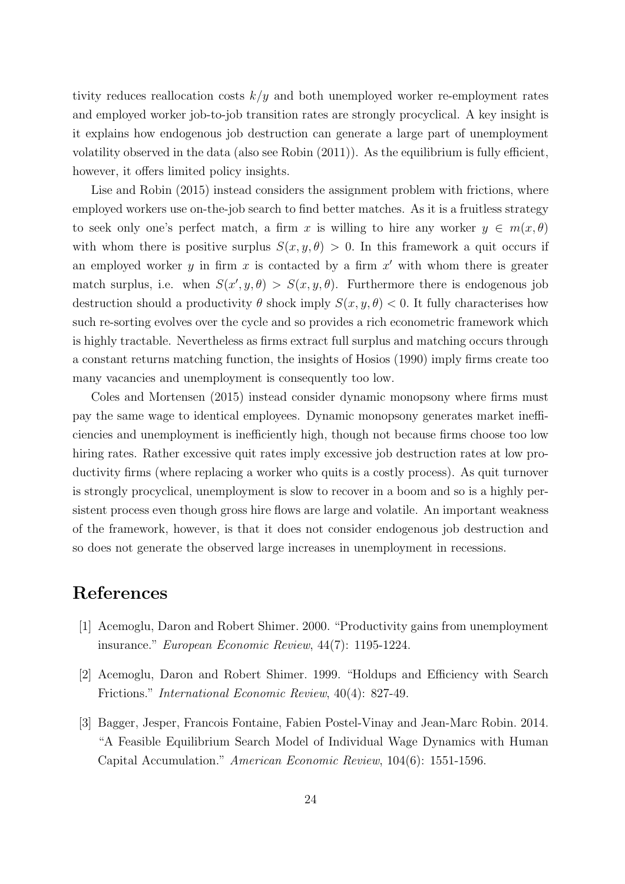tivity reduces reallocation costs $k/y$ and both unemployed worker re-employment rates and employed worker job-to-job transition rates are strongly procyclical. A key insight is it explains how endogenous job destruction can generate a large part of unemployment volatility observed in the data (also see Robin (2011)). As the equilibrium is fully efficient, however, it offers limited policy insights.

Lise and Robin (2015) instead considers the assignment problem with frictions, where employed workers use on-the-job search to find better matches. As it is a fruitless strategy to seek only one's perfect match, a firm $x$ is willing to hire any worker $y \in m(x, \theta)$ with whom there is positive surplus $S(x, y, \theta) > 0$. In this framework a quit occurs if an employed worker $y$ in firm $x$ is contacted by a firm $x'$ with whom there is greater match surplus, i.e. when $S(x', y, \theta) > S(x, y, \theta)$. Furthermore there is endogenous job destruction should a productivity $\theta$ shock imply $S(x, y, \theta) < 0$. It fully characterises how such re-sorting evolves over the cycle and so provides a rich econometric framework which is highly tractable. Nevertheless as firms extract full surplus and matching occurs through a constant returns matching function, the insights of Hosios (1990) imply firms create too many vacancies and unemployment is consequently too low.

Coles and Mortensen (2015) instead consider dynamic monopsony where firms must pay the same wage to identical employees. Dynamic monopsony generates market inefficiencies and unemployment is inefficiently high, though not because firms choose too low hiring rates. Rather excessive quit rates imply excessive job destruction rates at low productivity firms (where replacing a worker who quits is a costly process). As quit turnover is strongly procyclical, unemployment is slow to recover in a boom and so is a highly persistent process even though gross hire flows are large and volatile. An important weakness of the framework, however, is that it does not consider endogenous job destruction and so does not generate the observed large increases in unemployment in recessions.

# References

[1] Acemoglu, Daron and Robert Shimer. 2000. "Productivity gains from unemployment insurance." *European Economic Review*, 44(7): 1195-1224.

[2] Acemoglu, Daron and Robert Shimer. 1999. "Holdups and Efficiency with Search Frictions." *International Economic Review*, 40(4): 827-49.

[3] Bagger, Jesper, Francois Fontaine, Fabien Postel-Vinay and Jean-Marc Robin. 2014. "A Feasible Equilibrium Search Model of Individual Wage Dynamics with Human Capital Accumulation." *American Economic Review*, 104(6): 1551-1596.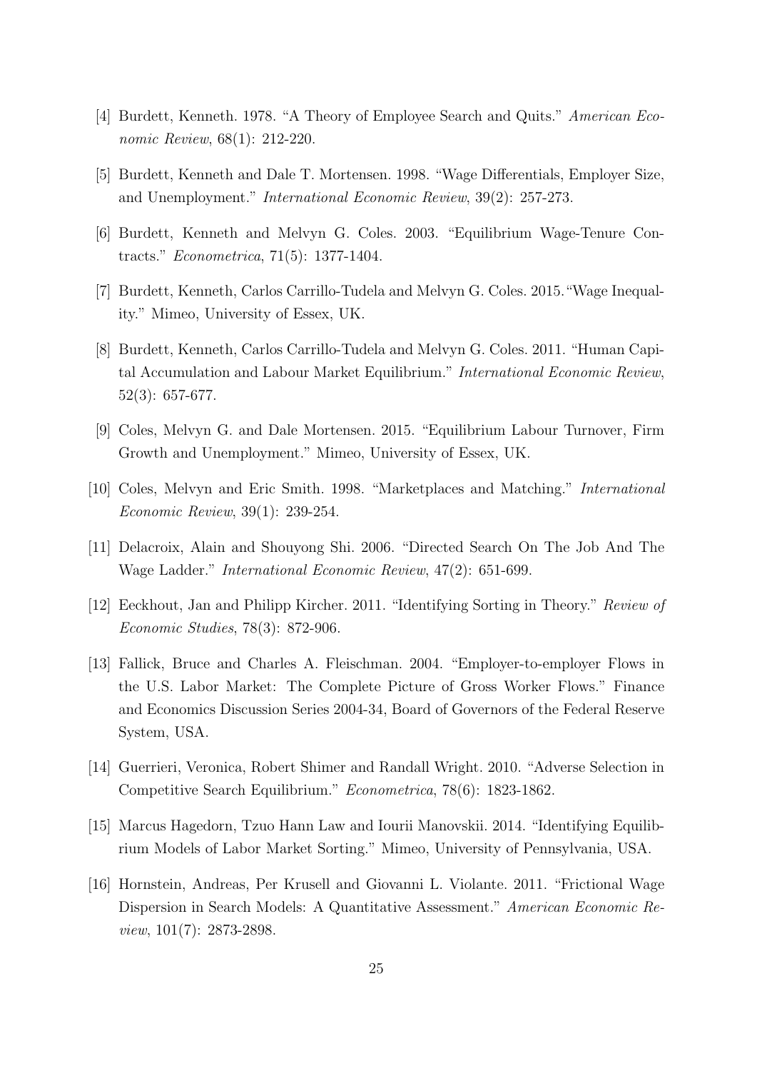[4] Burdett, Kenneth. 1978. "A Theory of Employee Search and Quits." *American Economic Review*, 68(1): 212-220.

[5] Burdett, Kenneth and Dale T. Mortensen. 1998. "Wage Differentials, Employer Size, and Unemployment." *International Economic Review*, 39(2): 257-273.

[6] Burdett, Kenneth and Melvyn G. Coles. 2003. "Equilibrium Wage-Tenure Contracts." *Econometrica*, 71(5): 1377-1404.

[7] Burdett, Kenneth, Carlos Carrillo-Tudela and Melvyn G. Coles. 2015. "Wage Inequality." Mimeo, University of Essex, UK.

[8] Burdett, Kenneth, Carlos Carrillo-Tudela and Melvyn G. Coles. 2011. "Human Capital Accumulation and Labour Market Equilibrium." *International Economic Review*, 52(3): 657-677.

[9] Coles, Melvyn G. and Dale Mortensen. 2015. "Equilibrium Labour Turnover, Firm Growth and Unemployment." Mimeo, University of Essex, UK.

[10] Coles, Melvyn and Eric Smith. 1998. "Marketplaces and Matching." *International Economic Review*, 39(1): 239-254.

[11] Delacroix, Alain and Shouyong Shi. 2006. "Directed Search On The Job And The Wage Ladder." *International Economic Review*, 47(2): 651-699.

[12] Eeckhout, Jan and Philipp Kircher. 2011. "Identifying Sorting in Theory." *Review of Economic Studies*, 78(3): 872-906.

[13] Fallick, Bruce and Charles A. Fleischman. 2004. "Employer-to-employer Flows in the U.S. Labor Market: The Complete Picture of Gross Worker Flows." Finance and Economics Discussion Series 2004-34, Board of Governors of the Federal Reserve System, USA.

[14] Guerrieri, Veronica, Robert Shimer and Randall Wright. 2010. "Adverse Selection in Competitive Search Equilibrium." *Econometrica*, 78(6): 1823-1862.

[15] Marcus Hagedorn, Tzuo Hann Law and Iourii Manovskii. 2014. "Identifying Equilibrium Models of Labor Market Sorting." Mimeo, University of Pennsylvania, USA.

[16] Hornstein, Andreas, Per Krusell and Giovanni L. Violante. 2011. "Frictional Wage Dispersion in Search Models: A Quantitative Assessment." *American Economic Review*, 101(7): 2873-2898.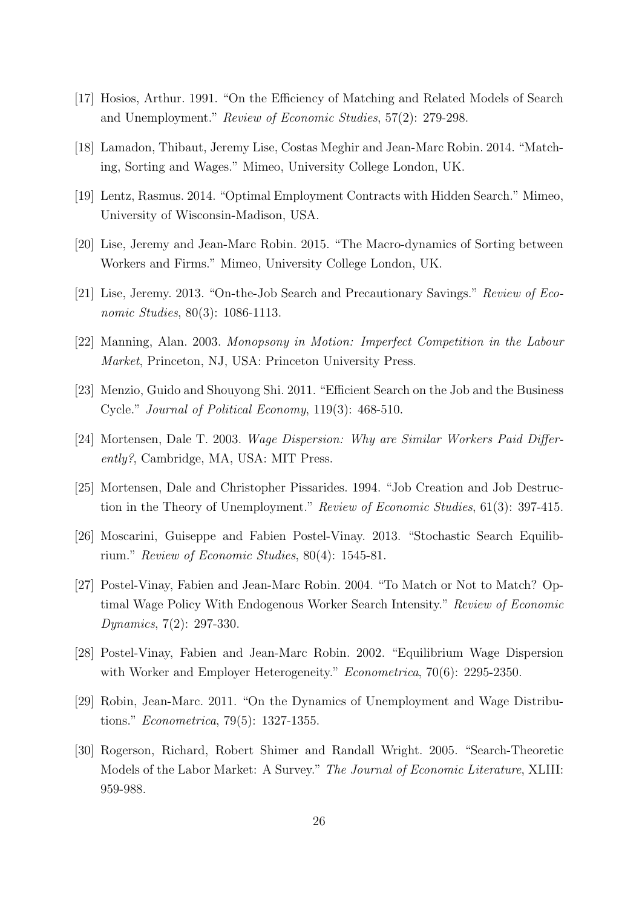[17] Hosios, Arthur. 1991. "On the Efficiency of Matching and Related Models of Search and Unemployment." *Review of Economic Studies*, 57(2): 279-298.

[18] Lamadon, Thibaut, Jeremy Lise, Costas Meghir and Jean-Marc Robin. 2014. "Matching, Sorting and Wages." Mimeo, University College London, UK.

[19] Lentz, Rasmus. 2014. "Optimal Employment Contracts with Hidden Search." Mimeo, University of Wisconsin-Madison, USA.

[20] Lise, Jeremy and Jean-Marc Robin. 2015. "The Macro-dynamics of Sorting between Workers and Firms." Mimeo, University College London, UK.

[21] Lise, Jeremy. 2013. "On-the-Job Search and Precautionary Savings." *Review of Economic Studies*, 80(3): 1086-1113.

[22] Manning, Alan. 2003. *Monopsony in Motion: Imperfect Competition in the Labour Market*, Princeton, NJ, USA: Princeton University Press.

[23] Menzio, Guido and Shouyong Shi. 2011. "Efficient Search on the Job and the Business Cycle." *Journal of Political Economy*, 119(3): 468-510.

[24] Mortensen, Dale T. 2003. *Wage Dispersion: Why are Similar Workers Paid Differently?*, Cambridge, MA, USA: MIT Press.

[25] Mortensen, Dale and Christopher Pissarides. 1994. "Job Creation and Job Destruction in the Theory of Unemployment." *Review of Economic Studies*, 61(3): 397-415.

[26] Moscarini, Guiseppe and Fabien Postel-Vinay. 2013. "Stochastic Search Equilibrium." *Review of Economic Studies*, 80(4): 1545-81.

[27] Postel-Vinay, Fabien and Jean-Marc Robin. 2004. "To Match or Not to Match? Optimal Wage Policy With Endogenous Worker Search Intensity." *Review of Economic Dynamics*, 7(2): 297-330.

[28] Postel-Vinay, Fabien and Jean-Marc Robin. 2002. "Equilibrium Wage Dispersion with Worker and Employer Heterogeneity." *Econometrica*, 70(6): 2295-2350.

[29] Robin, Jean-Marc. 2011. "On the Dynamics of Unemployment and Wage Distributions." *Econometrica*, 79(5): 1327-1355.

[30] Rogerson, Richard, Robert Shimer and Randall Wright. 2005. "Search-Theoretic Models of the Labor Market: A Survey." *The Journal of Economic Literature*, XLIII: 959-988.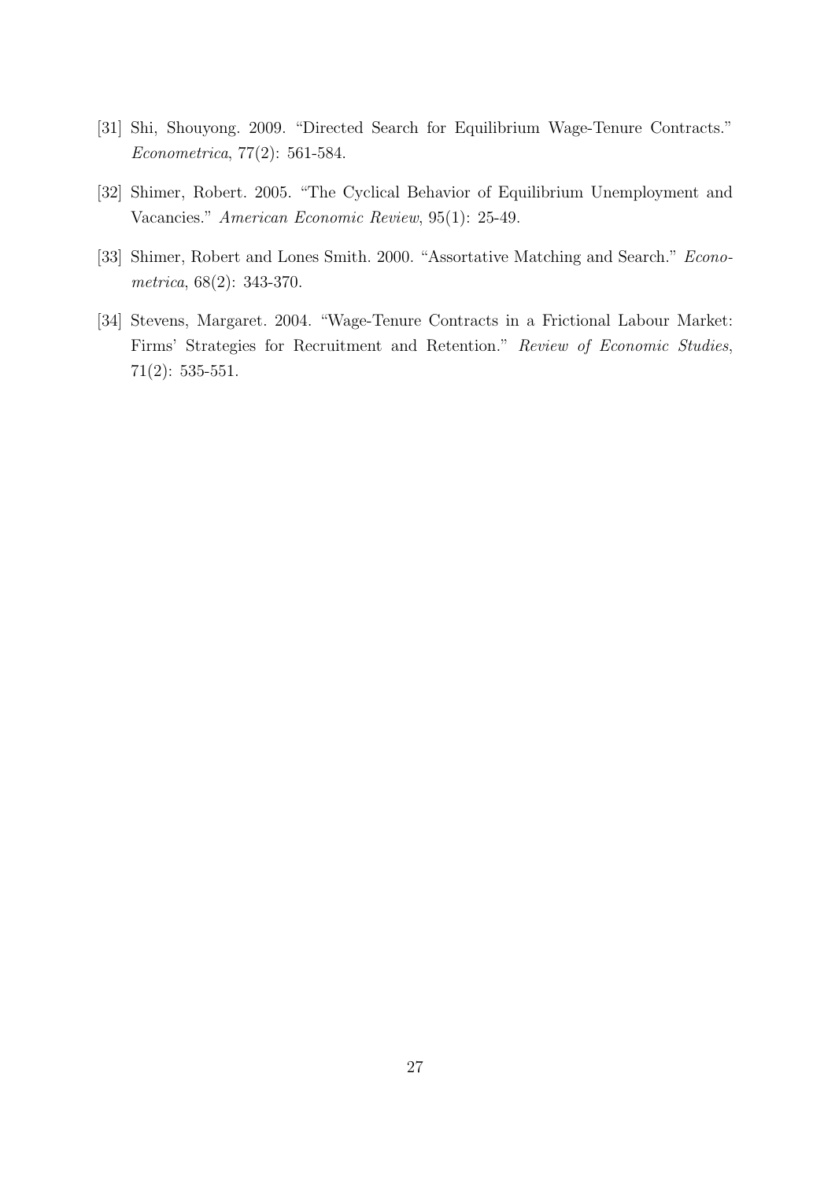[31] Shi, Shouyong. 2009. "Directed Search for Equilibrium Wage-Tenure Contracts." *Econometrica*, 77(2): 561-584.

[32] Shimer, Robert. 2005. "The Cyclical Behavior of Equilibrium Unemployment and Vacancies." *American Economic Review*, 95(1): 25-49.

[33] Shimer, Robert and Lones Smith. 2000. "Assortative Matching and Search." *Econometrica*, 68(2): 343-370.

[34] Stevens, Margaret. 2004. "Wage-Tenure Contracts in a Frictional Labour Market: Firms' Strategies for Recruitment and Retention." *Review of Economic Studies*, 71(2): 535-551.